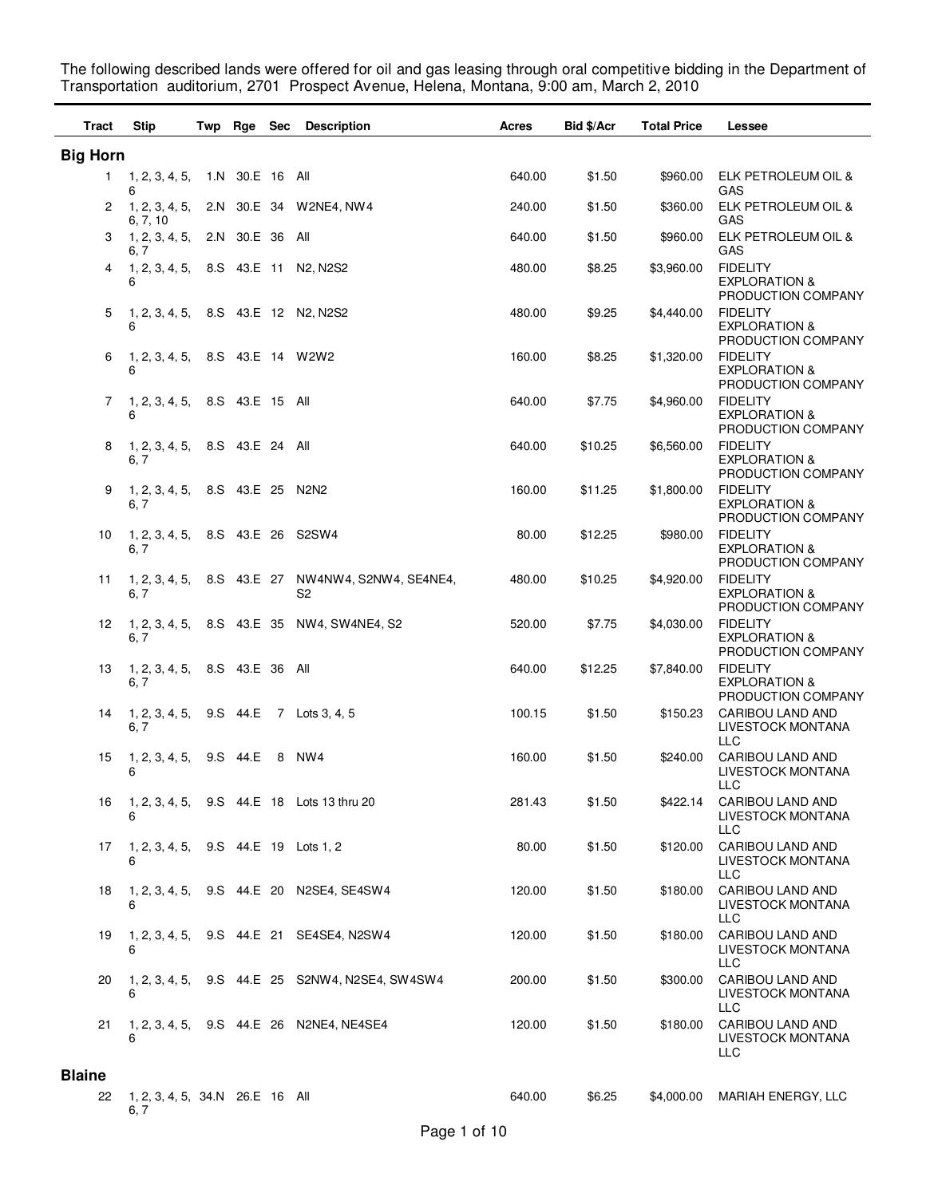The following described lands were offered for oil and gas leasing through oral competitive bidding in the Department of Transportation auditorium, 2701 Prospect Avenue, Helena, Montana, 9:00 am, March 2, 2010

| Tract | Stip | Twp | Rge | Sec | Description | Acres | Bid $/Acr | Total Price | Lessee |
|---|---|---|---|---|---|---|---|---|---|
| **Big Horn** | | | | | | | | | |
| 1 | 1, 2, 3, 4, 5, 6 | 1.N | 30.E | 16 | All | 640.00 | $1.50 | $960.00 | ELK PETROLEUM OIL & GAS |
| 2 | 1, 2, 3, 4, 5, 6, 7, 10 | 2.N | 30.E | 34 | W2NE4, NW4 | 240.00 | $1.50 | $360.00 | ELK PETROLEUM OIL & GAS |
| 3 | 1, 2, 3, 4, 5, 6, 7 | 2.N | 30.E | 36 | All | 640.00 | $1.50 | $960.00 | ELK PETROLEUM OIL & GAS |
| 4 | 1, 2, 3, 4, 5, 6 | 8.S | 43.E | 11 | N2, N2S2 | 480.00 | $8.25 | $3,960.00 | FIDELITY EXPLORATION & PRODUCTION COMPANY |
| 5 | 1, 2, 3, 4, 5, 6 | 8.S | 43.E | 12 | N2, N2S2 | 480.00 | $9.25 | $4,440.00 | FIDELITY EXPLORATION & PRODUCTION COMPANY |
| 6 | 1, 2, 3, 4, 5, 6 | 8.S | 43.E | 14 | W2W2 | 160.00 | $8.25 | $1,320.00 | FIDELITY EXPLORATION & PRODUCTION COMPANY |
| 7 | 1, 2, 3, 4, 5, 6 | 8.S | 43.E | 15 | All | 640.00 | $7.75 | $4,960.00 | FIDELITY EXPLORATION & PRODUCTION COMPANY |
| 8 | 1, 2, 3, 4, 5, 6, 7 | 8.S | 43.E | 24 | All | 640.00 | $10.25 | $6,560.00 | FIDELITY EXPLORATION & PRODUCTION COMPANY |
| 9 | 1, 2, 3, 4, 5, 6, 7 | 8.S | 43.E | 25 | N2N2 | 160.00 | $11.25 | $1,800.00 | FIDELITY EXPLORATION & PRODUCTION COMPANY |
| 10 | 1, 2, 3, 4, 5, 6, 7 | 8.S | 43.E | 26 | S2SW4 | 80.00 | $12.25 | $980.00 | FIDELITY EXPLORATION & PRODUCTION COMPANY |
| 11 | 1, 2, 3, 4, 5, 6, 7 | 8.S | 43.E | 27 | NW4NW4, S2NW4, SE4NE4, S2 | 480.00 | $10.25 | $4,920.00 | FIDELITY EXPLORATION & PRODUCTION COMPANY |
| 12 | 1, 2, 3, 4, 5, 6, 7 | 8.S | 43.E | 35 | NW4, SW4NE4, S2 | 520.00 | $7.75 | $4,030.00 | FIDELITY EXPLORATION & PRODUCTION COMPANY |
| 13 | 1, 2, 3, 4, 5, 6, 7 | 8.S | 43.E | 36 | All | 640.00 | $12.25 | $7,840.00 | FIDELITY EXPLORATION & PRODUCTION COMPANY |
| 14 | 1, 2, 3, 4, 5, 6, 7 | 9.S | 44.E | 7 | Lots 3, 4, 5 | 100.15 | $1.50 | $150.23 | CARIBOU LAND AND LIVESTOCK MONTANA LLC |
| 15 | 1, 2, 3, 4, 5, 6 | 9.S | 44.E | 8 | NW4 | 160.00 | $1.50 | $240.00 | CARIBOU LAND AND LIVESTOCK MONTANA LLC |
| 16 | 1, 2, 3, 4, 5, 6 | 9.S | 44.E | 18 | Lots 13 thru 20 | 281.43 | $1.50 | $422.14 | CARIBOU LAND AND LIVESTOCK MONTANA LLC |
| 17 | 1, 2, 3, 4, 5, 6 | 9.S | 44.E | 19 | Lots 1, 2 | 80.00 | $1.50 | $120.00 | CARIBOU LAND AND LIVESTOCK MONTANA LLC |
| 18 | 1, 2, 3, 4, 5, 6 | 9.S | 44.E | 20 | N2SE4, SE4SW4 | 120.00 | $1.50 | $180.00 | CARIBOU LAND AND LIVESTOCK MONTANA LLC |
| 19 | 1, 2, 3, 4, 5, 6 | 9.S | 44.E | 21 | SE4SE4, N2SW4 | 120.00 | $1.50 | $180.00 | CARIBOU LAND AND LIVESTOCK MONTANA LLC |
| 20 | 1, 2, 3, 4, 5, 6 | 9.S | 44.E | 25 | S2NW4, N2SE4, SW4SW4 | 200.00 | $1.50 | $300.00 | CARIBOU LAND AND LIVESTOCK MONTANA LLC |
| 21 | 1, 2, 3, 4, 5, 6 | 9.S | 44.E | 26 | N2NE4, NE4SE4 | 120.00 | $1.50 | $180.00 | CARIBOU LAND AND LIVESTOCK MONTANA LLC |
| **Blaine** | | | | | | | | | |
| 22 | 1, 2, 3, 4, 5, 6, 7 | 34.N | 26.E | 16 | All | 640.00 | $6.25 | $4,000.00 | MARIAH ENERGY, LLC |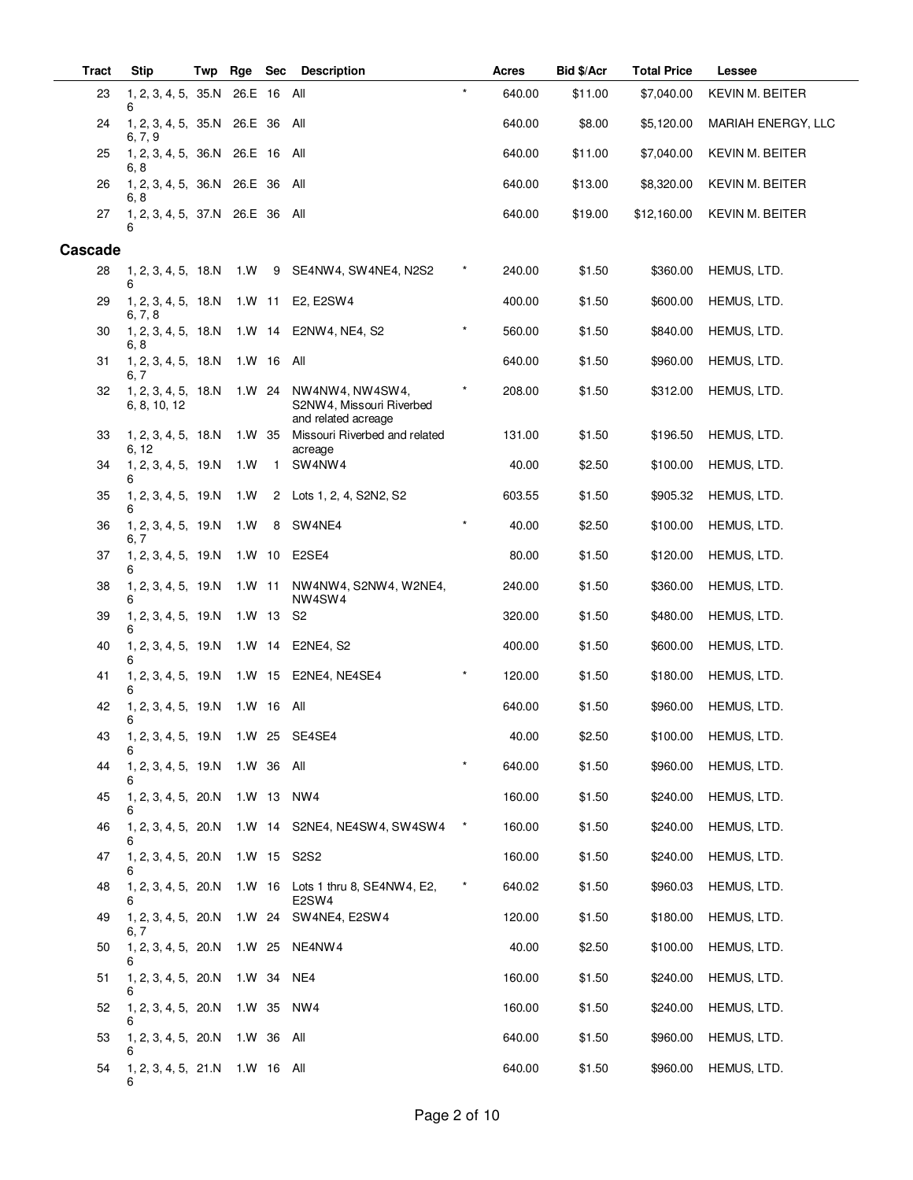| Tract | Stip | Twp | Rge | Sec | Description | | Acres | Bid $/Acr | Total Price | Lessee |
|---|---|---|---|---|---|---|---|---|---|---|
| 23 | 1, 2, 3, 4, 5, 6 | 35.N | 26.E | 16 | All | * | 640.00 | $11.00 | $7,040.00 | KEVIN M. BEITER |
| 24 | 1, 2, 3, 4, 5, 6, 7, 9 | 35.N | 26.E | 36 | All | | 640.00 | $8.00 | $5,120.00 | MARIAH ENERGY, LLC |
| 25 | 1, 2, 3, 4, 5, 6, 8 | 36.N | 26.E | 16 | All | | 640.00 | $11.00 | $7,040.00 | KEVIN M. BEITER |
| 26 | 1, 2, 3, 4, 5, 6, 8 | 36.N | 26.E | 36 | All | | 640.00 | $13.00 | $8,320.00 | KEVIN M. BEITER |
| 27 | 1, 2, 3, 4, 5, 6 | 37.N | 26.E | 36 | All | | 640.00 | $19.00 | $12,160.00 | KEVIN M. BEITER |
| **Cascade** | | | | | | | | | | |
| 28 | 1, 2, 3, 4, 5, 6 | 18.N | 1.W | 9 | SE4NW4, SW4NE4, N2S2 | * | 240.00 | $1.50 | $360.00 | HEMUS, LTD. |
| 29 | 1, 2, 3, 4, 5, 6, 7, 8 | 18.N | 1.W | 11 | E2, E2SW4 | | 400.00 | $1.50 | $600.00 | HEMUS, LTD. |
| 30 | 1, 2, 3, 4, 5, 6, 8 | 18.N | 1.W | 14 | E2NW4, NE4, S2 | * | 560.00 | $1.50 | $840.00 | HEMUS, LTD. |
| 31 | 1, 2, 3, 4, 5, 6, 7 | 18.N | 1.W | 16 | All | | 640.00 | $1.50 | $960.00 | HEMUS, LTD. |
| 32 | 1, 2, 3, 4, 5, 6, 8, 10, 12 | 18.N | 1.W | 24 | NW4NW4, NW4SW4, S2NW4, Missouri Riverbed and related acreage | * | 208.00 | $1.50 | $312.00 | HEMUS, LTD. |
| 33 | 1, 2, 3, 4, 5, 6, 12 | 18.N | 1.W | 35 | Missouri Riverbed and related acreage | | 131.00 | $1.50 | $196.50 | HEMUS, LTD. |
| 34 | 1, 2, 3, 4, 5, 6 | 19.N | 1.W | 1 | SW4NW4 | | 40.00 | $2.50 | $100.00 | HEMUS, LTD. |
| 35 | 1, 2, 3, 4, 5, 6 | 19.N | 1.W | 2 | Lots 1, 2, 4, S2N2, S2 | | 603.55 | $1.50 | $905.32 | HEMUS, LTD. |
| 36 | 1, 2, 3, 4, 5, 6, 7 | 19.N | 1.W | 8 | SW4NE4 | * | 40.00 | $2.50 | $100.00 | HEMUS, LTD. |
| 37 | 1, 2, 3, 4, 5, 6 | 19.N | 1.W | 10 | E2SE4 | | 80.00 | $1.50 | $120.00 | HEMUS, LTD. |
| 38 | 1, 2, 3, 4, 5, 6 | 19.N | 1.W | 11 | NW4NW4, S2NW4, W2NE4, NW4SW4 | | 240.00 | $1.50 | $360.00 | HEMUS, LTD. |
| 39 | 1, 2, 3, 4, 5, 6 | 19.N | 1.W | 13 | S2 | | 320.00 | $1.50 | $480.00 | HEMUS, LTD. |
| 40 | 1, 2, 3, 4, 5, 6 | 19.N | 1.W | 14 | E2NE4, S2 | | 400.00 | $1.50 | $600.00 | HEMUS, LTD. |
| 41 | 1, 2, 3, 4, 5, 6 | 19.N | 1.W | 15 | E2NE4, NE4SE4 | * | 120.00 | $1.50 | $180.00 | HEMUS, LTD. |
| 42 | 1, 2, 3, 4, 5, 6 | 19.N | 1.W | 16 | All | | 640.00 | $1.50 | $960.00 | HEMUS, LTD. |
| 43 | 1, 2, 3, 4, 5, 6 | 19.N | 1.W | 25 | SE4SE4 | | 40.00 | $2.50 | $100.00 | HEMUS, LTD. |
| 44 | 1, 2, 3, 4, 5, 6 | 19.N | 1.W | 36 | All | * | 640.00 | $1.50 | $960.00 | HEMUS, LTD. |
| 45 | 1, 2, 3, 4, 5, 6 | 20.N | 1.W | 13 | NW4 | | 160.00 | $1.50 | $240.00 | HEMUS, LTD. |
| 46 | 1, 2, 3, 4, 5, 6 | 20.N | 1.W | 14 | S2NE4, NE4SW4, SW4SW4 | * | 160.00 | $1.50 | $240.00 | HEMUS, LTD. |
| 47 | 1, 2, 3, 4, 5, 6 | 20.N | 1.W | 15 | S2S2 | | 160.00 | $1.50 | $240.00 | HEMUS, LTD. |
| 48 | 1, 2, 3, 4, 5, 6 | 20.N | 1.W | 16 | Lots 1 thru 8, SE4NW4, E2, E2SW4 | * | 640.02 | $1.50 | $960.03 | HEMUS, LTD. |
| 49 | 1, 2, 3, 4, 5, 6, 7 | 20.N | 1.W | 24 | SW4NE4, E2SW4 | | 120.00 | $1.50 | $180.00 | HEMUS, LTD. |
| 50 | 1, 2, 3, 4, 5, 6 | 20.N | 1.W | 25 | NE4NW4 | | 40.00 | $2.50 | $100.00 | HEMUS, LTD. |
| 51 | 1, 2, 3, 4, 5, 6 | 20.N | 1.W | 34 | NE4 | | 160.00 | $1.50 | $240.00 | HEMUS, LTD. |
| 52 | 1, 2, 3, 4, 5, 6 | 20.N | 1.W | 35 | NW4 | | 160.00 | $1.50 | $240.00 | HEMUS, LTD. |
| 53 | 1, 2, 3, 4, 5, 6 | 20.N | 1.W | 36 | All | | 640.00 | $1.50 | $960.00 | HEMUS, LTD. |
| 54 | 1, 2, 3, 4, 5, 6 | 21.N | 1.W | 16 | All | | 640.00 | $1.50 | $960.00 | HEMUS, LTD. |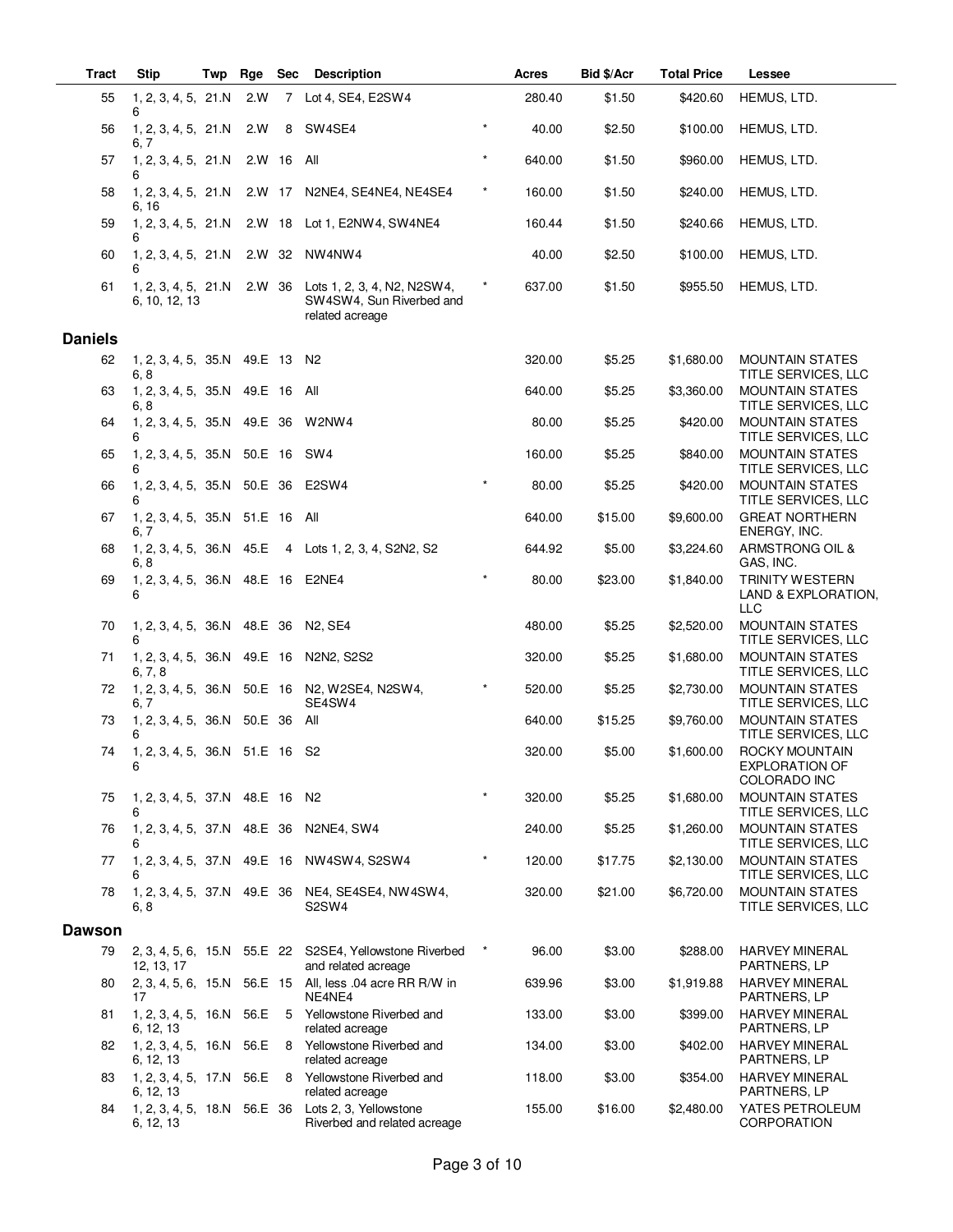| Tract | Stip | Twp | Rge | Sec | Description | | Acres | Bid $/Acr | Total Price | Lessee |
|---|---|---|---|---|---|---|---|---|---|---|
| 55 | 1, 2, 3, 4, 5, 6 | 21.N | 2.W | 7 | Lot 4, SE4, E2SW4 | | 280.40 | $1.50 | $420.60 | HEMUS, LTD. |
| 56 | 1, 2, 3, 4, 5, 6, 7 | 21.N | 2.W | 8 | SW4SE4 | * | 40.00 | $2.50 | $100.00 | HEMUS, LTD. |
| 57 | 1, 2, 3, 4, 5, 6 | 21.N | 2.W | 16 | All | * | 640.00 | $1.50 | $960.00 | HEMUS, LTD. |
| 58 | 1, 2, 3, 4, 5, 6, 16 | 21.N | 2.W | 17 | N2NE4, SE4NE4, NE4SE4 | * | 160.00 | $1.50 | $240.00 | HEMUS, LTD. |
| 59 | 1, 2, 3, 4, 5, 6 | 21.N | 2.W | 18 | Lot 1, E2NW4, SW4NE4 | | 160.44 | $1.50 | $240.66 | HEMUS, LTD. |
| 60 | 1, 2, 3, 4, 5, 6 | 21.N | 2.W | 32 | NW4NW4 | | 40.00 | $2.50 | $100.00 | HEMUS, LTD. |
| 61 | 1, 2, 3, 4, 5, 6, 10, 12, 13 | 21.N | 2.W | 36 | Lots 1, 2, 3, 4, N2, N2SW4, SW4SW4, Sun Riverbed and related acreage | * | 637.00 | $1.50 | $955.50 | HEMUS, LTD. |
| **Daniels** | | | | | | | | | | |
| 62 | 1, 2, 3, 4, 5, 6, 8 | 35.N | 49.E | 13 | N2 | | 320.00 | $5.25 | $1,680.00 | MOUNTAIN STATES TITLE SERVICES, LLC |
| 63 | 1, 2, 3, 4, 5, 6, 8 | 35.N | 49.E | 16 | All | | 640.00 | $5.25 | $3,360.00 | MOUNTAIN STATES TITLE SERVICES, LLC |
| 64 | 1, 2, 3, 4, 5, 6 | 35.N | 49.E | 36 | W2NW4 | | 80.00 | $5.25 | $420.00 | MOUNTAIN STATES TITLE SERVICES, LLC |
| 65 | 1, 2, 3, 4, 5, 6 | 35.N | 50.E | 16 | SW4 | | 160.00 | $5.25 | $840.00 | MOUNTAIN STATES TITLE SERVICES, LLC |
| 66 | 1, 2, 3, 4, 5, 6 | 35.N | 50.E | 36 | E2SW4 | * | 80.00 | $5.25 | $420.00 | MOUNTAIN STATES TITLE SERVICES, LLC |
| 67 | 1, 2, 3, 4, 5, 6, 7 | 35.N | 51.E | 16 | All | | 640.00 | $15.00 | $9,600.00 | GREAT NORTHERN ENERGY, INC. |
| 68 | 1, 2, 3, 4, 5, 6, 8 | 36.N | 45.E | 4 | Lots 1, 2, 3, 4, S2N2, S2 | | 644.92 | $5.00 | $3,224.60 | ARMSTRONG OIL & GAS, INC. |
| 69 | 1, 2, 3, 4, 5, 6 | 36.N | 48.E | 16 | E2NE4 | * | 80.00 | $23.00 | $1,840.00 | TRINITY WESTERN LAND & EXPLORATION, LLC |
| 70 | 1, 2, 3, 4, 5, 6 | 36.N | 48.E | 36 | N2, SE4 | | 480.00 | $5.25 | $2,520.00 | MOUNTAIN STATES TITLE SERVICES, LLC |
| 71 | 1, 2, 3, 4, 5, 6, 7, 8 | 36.N | 49.E | 16 | N2N2, S2S2 | | 320.00 | $5.25 | $1,680.00 | MOUNTAIN STATES TITLE SERVICES, LLC |
| 72 | 1, 2, 3, 4, 5, 6, 7 | 36.N | 50.E | 16 | N2, W2SE4, N2SW4, SE4SW4 | * | 520.00 | $5.25 | $2,730.00 | MOUNTAIN STATES TITLE SERVICES, LLC |
| 73 | 1, 2, 3, 4, 5, 6 | 36.N | 50.E | 36 | All | | 640.00 | $15.25 | $9,760.00 | MOUNTAIN STATES TITLE SERVICES, LLC |
| 74 | 1, 2, 3, 4, 5, 6 | 36.N | 51.E | 16 | S2 | | 320.00 | $5.00 | $1,600.00 | ROCKY MOUNTAIN EXPLORATION OF COLORADO INC |
| 75 | 1, 2, 3, 4, 5, 6 | 37.N | 48.E | 16 | N2 | * | 320.00 | $5.25 | $1,680.00 | MOUNTAIN STATES TITLE SERVICES, LLC |
| 76 | 1, 2, 3, 4, 5, 6 | 37.N | 48.E | 36 | N2NE4, SW4 | | 240.00 | $5.25 | $1,260.00 | MOUNTAIN STATES TITLE SERVICES, LLC |
| 77 | 1, 2, 3, 4, 5, 6 | 37.N | 49.E | 16 | NW4SW4, S2SW4 | * | 120.00 | $17.75 | $2,130.00 | MOUNTAIN STATES TITLE SERVICES, LLC |
| 78 | 1, 2, 3, 4, 5, 6, 8 | 37.N | 49.E | 36 | NE4, SE4SE4, NW4SW4, S2SW4 | | 320.00 | $21.00 | $6,720.00 | MOUNTAIN STATES TITLE SERVICES, LLC |
| **Dawson** | | | | | | | | | | |
| 79 | 2, 3, 4, 5, 6, 12, 13, 17 | 15.N | 55.E | 22 | S2SE4, Yellowstone Riverbed and related acreage | * | 96.00 | $3.00 | $288.00 | HARVEY MINERAL PARTNERS, LP |
| 80 | 2, 3, 4, 5, 6, 17 | 15.N | 56.E | 15 | All, less .04 acre RR R/W in NE4NE4 | | 639.96 | $3.00 | $1,919.88 | HARVEY MINERAL PARTNERS, LP |
| 81 | 1, 2, 3, 4, 5, 6, 12, 13 | 16.N | 56.E | 5 | Yellowstone Riverbed and related acreage | | 133.00 | $3.00 | $399.00 | HARVEY MINERAL PARTNERS, LP |
| 82 | 1, 2, 3, 4, 5, 6, 12, 13 | 16.N | 56.E | 8 | Yellowstone Riverbed and related acreage | | 134.00 | $3.00 | $402.00 | HARVEY MINERAL PARTNERS, LP |
| 83 | 1, 2, 3, 4, 5, 6, 12, 13 | 17.N | 56.E | 8 | Yellowstone Riverbed and related acreage | | 118.00 | $3.00 | $354.00 | HARVEY MINERAL PARTNERS, LP |
| 84 | 1, 2, 3, 4, 5, 6, 12, 13 | 18.N | 56.E | 36 | Lots 2, 3, Yellowstone Riverbed and related acreage | | 155.00 | $16.00 | $2,480.00 | YATES PETROLEUM CORPORATION |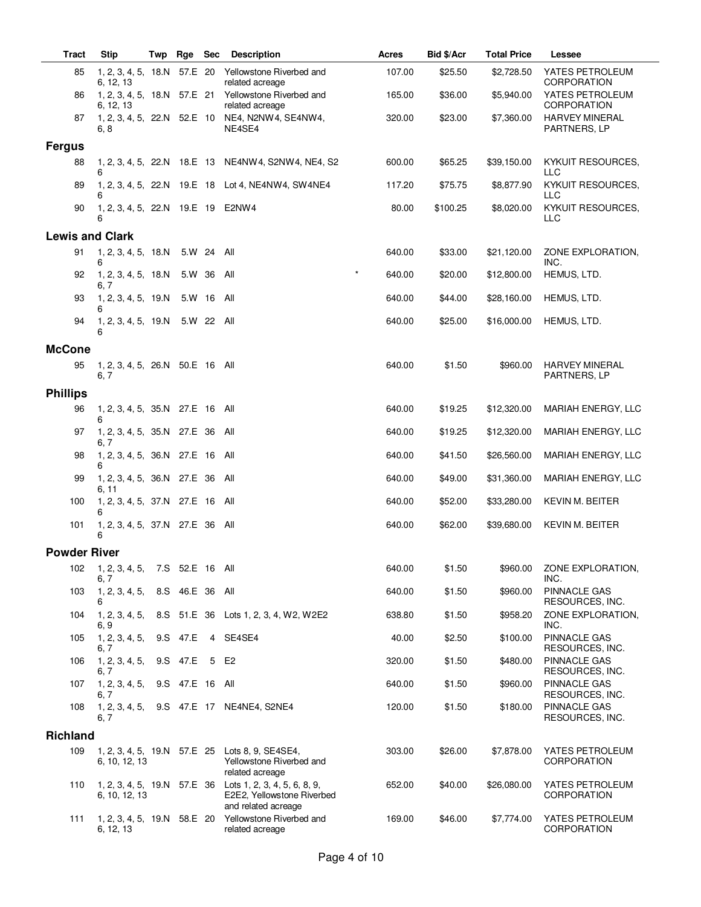| Tract | Stip | Twp | Rge | Sec | Description | | Acres | Bid $/Acr | Total Price | Lessee |
|---|---|---|---|---|---|---|---|---|---|---|
| 85 | 1, 2, 3, 4, 5, 6, 12, 13 | 18.N | 57.E | 20 | Yellowstone Riverbed and related acreage | | 107.00 | $25.50 | $2,728.50 | YATES PETROLEUM CORPORATION |
| 86 | 1, 2, 3, 4, 5, 6, 12, 13 | 18.N | 57.E | 21 | Yellowstone Riverbed and related acreage | | 165.00 | $36.00 | $5,940.00 | YATES PETROLEUM CORPORATION |
| 87 | 1, 2, 3, 4, 5, 6, 8 | 22.N | 52.E | 10 | NE4, N2NW4, SE4NW4, NE4SE4 | | 320.00 | $23.00 | $7,360.00 | HARVEY MINERAL PARTNERS, LP |
| **Fergus** | | | | | | | | | | |
| 88 | 1, 2, 3, 4, 5, 6 | 22.N | 18.E | 13 | NE4NW4, S2NW4, NE4, S2 | | 600.00 | $65.25 | $39,150.00 | KYKUIT RESOURCES, LLC |
| 89 | 1, 2, 3, 4, 5, 6 | 22.N | 19.E | 18 | Lot 4, NE4NW4, SW4NE4 | | 117.20 | $75.75 | $8,877.90 | KYKUIT RESOURCES, LLC |
| 90 | 1, 2, 3, 4, 5, 6 | 22.N | 19.E | 19 | E2NW4 | | 80.00 | $100.25 | $8,020.00 | KYKUIT RESOURCES, LLC |
| **Lewis and Clark** | | | | | | | | | | |
| 91 | 1, 2, 3, 4, 5, 6 | 18.N | 5.W | 24 | All | | 640.00 | $33.00 | $21,120.00 | ZONE EXPLORATION, INC. |
| 92 | 1, 2, 3, 4, 5, 6, 7 | 18.N | 5.W | 36 | All | * | 640.00 | $20.00 | $12,800.00 | HEMUS, LTD. |
| 93 | 1, 2, 3, 4, 5, 6 | 19.N | 5.W | 16 | All | | 640.00 | $44.00 | $28,160.00 | HEMUS, LTD. |
| 94 | 1, 2, 3, 4, 5, 6 | 19.N | 5.W | 22 | All | | 640.00 | $25.00 | $16,000.00 | HEMUS, LTD. |
| **McCone** | | | | | | | | | | |
| 95 | 1, 2, 3, 4, 5, 6, 7 | 26.N | 50.E | 16 | All | | 640.00 | $1.50 | $960.00 | HARVEY MINERAL PARTNERS, LP |
| **Phillips** | | | | | | | | | | |
| 96 | 1, 2, 3, 4, 5, 6 | 35.N | 27.E | 16 | All | | 640.00 | $19.25 | $12,320.00 | MARIAH ENERGY, LLC |
| 97 | 1, 2, 3, 4, 5, 6, 7 | 35.N | 27.E | 36 | All | | 640.00 | $19.25 | $12,320.00 | MARIAH ENERGY, LLC |
| 98 | 1, 2, 3, 4, 5, 6 | 36.N | 27.E | 16 | All | | 640.00 | $41.50 | $26,560.00 | MARIAH ENERGY, LLC |
| 99 | 1, 2, 3, 4, 5, 6, 11 | 36.N | 27.E | 36 | All | | 640.00 | $49.00 | $31,360.00 | MARIAH ENERGY, LLC |
| 100 | 1, 2, 3, 4, 5, 6 | 37.N | 27.E | 16 | All | | 640.00 | $52.00 | $33,280.00 | KEVIN M. BEITER |
| 101 | 1, 2, 3, 4, 5, 6 | 37.N | 27.E | 36 | All | | 640.00 | $62.00 | $39,680.00 | KEVIN M. BEITER |
| **Powder River** | | | | | | | | | | |
| 102 | 1, 2, 3, 4, 5, 6, 7 | 7.S | 52.E | 16 | All | | 640.00 | $1.50 | $960.00 | ZONE EXPLORATION, INC. |
| 103 | 1, 2, 3, 4, 5, 6 | 8.S | 46.E | 36 | All | | 640.00 | $1.50 | $960.00 | PINNACLE GAS RESOURCES, INC. |
| 104 | 1, 2, 3, 4, 5, 6, 9 | 8.S | 51.E | 36 | Lots 1, 2, 3, 4, W2, W2E2 | | 638.80 | $1.50 | $958.20 | ZONE EXPLORATION, INC. |
| 105 | 1, 2, 3, 4, 5, 6, 7 | 9.S | 47.E | 4 | SE4SE4 | | 40.00 | $2.50 | $100.00 | PINNACLE GAS RESOURCES, INC. |
| 106 | 1, 2, 3, 4, 5, 6, 7 | 9.S | 47.E | 5 | E2 | | 320.00 | $1.50 | $480.00 | PINNACLE GAS RESOURCES, INC. |
| 107 | 1, 2, 3, 4, 5, 6, 7 | 9.S | 47.E | 16 | All | | 640.00 | $1.50 | $960.00 | PINNACLE GAS RESOURCES, INC. |
| 108 | 1, 2, 3, 4, 5, 6, 7 | 9.S | 47.E | 17 | NE4NE4, S2NE4 | | 120.00 | $1.50 | $180.00 | PINNACLE GAS RESOURCES, INC. |
| **Richland** | | | | | | | | | | |
| 109 | 1, 2, 3, 4, 5, 6, 10, 12, 13 | 19.N | 57.E | 25 | Lots 8, 9, SE4SE4, Yellowstone Riverbed and related acreage | | 303.00 | $26.00 | $7,878.00 | YATES PETROLEUM CORPORATION |
| 110 | 1, 2, 3, 4, 5, 6, 10, 12, 13 | 19.N | 57.E | 36 | Lots 1, 2, 3, 4, 5, 6, 8, 9, E2E2, Yellowstone Riverbed and related acreage | | 652.00 | $40.00 | $26,080.00 | YATES PETROLEUM CORPORATION |
| 111 | 1, 2, 3, 4, 5, 6, 12, 13 | 19.N | 58.E | 20 | Yellowstone Riverbed and related acreage | | 169.00 | $46.00 | $7,774.00 | YATES PETROLEUM CORPORATION |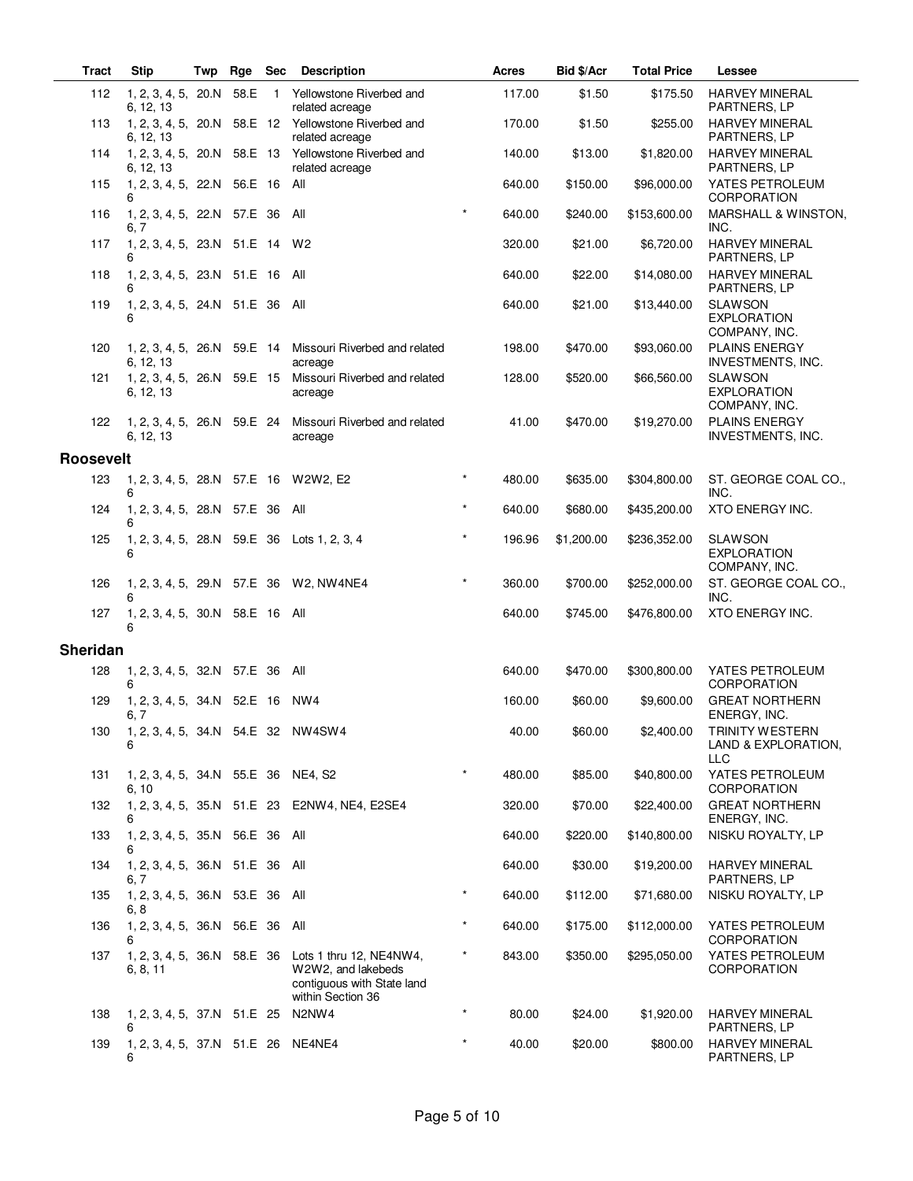| Tract | Stip | Twp | Rge | Sec | Description | | Acres | Bid $/Acr | Total Price | Lessee |
|---|---|---|---|---|---|---|---|---|---|---|
| 112 | 1, 2, 3, 4, 5, 6, 12, 13 | 20.N | 58.E | 1 | Yellowstone Riverbed and related acreage | | 117.00 | $1.50 | $175.50 | HARVEY MINERAL PARTNERS, LP |
| 113 | 1, 2, 3, 4, 5, 6, 12, 13 | 20.N | 58.E | 12 | Yellowstone Riverbed and related acreage | | 170.00 | $1.50 | $255.00 | HARVEY MINERAL PARTNERS, LP |
| 114 | 1, 2, 3, 4, 5, 6, 12, 13 | 20.N | 58.E | 13 | Yellowstone Riverbed and related acreage | | 140.00 | $13.00 | $1,820.00 | HARVEY MINERAL PARTNERS, LP |
| 115 | 1, 2, 3, 4, 5, 6 | 22.N | 56.E | 16 | All | | 640.00 | $150.00 | $96,000.00 | YATES PETROLEUM CORPORATION |
| 116 | 1, 2, 3, 4, 5, 6, 7 | 22.N | 57.E | 36 | All | * | 640.00 | $240.00 | $153,600.00 | MARSHALL & WINSTON, INC. |
| 117 | 1, 2, 3, 4, 5, 6 | 23.N | 51.E | 14 | W2 | | 320.00 | $21.00 | $6,720.00 | HARVEY MINERAL PARTNERS, LP |
| 118 | 1, 2, 3, 4, 5, 6 | 23.N | 51.E | 16 | All | | 640.00 | $22.00 | $14,080.00 | HARVEY MINERAL PARTNERS, LP |
| 119 | 1, 2, 3, 4, 5, 6 | 24.N | 51.E | 36 | All | | 640.00 | $21.00 | $13,440.00 | SLAWSON EXPLORATION COMPANY, INC. |
| 120 | 1, 2, 3, 4, 5, 6, 12, 13 | 26.N | 59.E | 14 | Missouri Riverbed and related acreage | | 198.00 | $470.00 | $93,060.00 | PLAINS ENERGY INVESTMENTS, INC. |
| 121 | 1, 2, 3, 4, 5, 6, 12, 13 | 26.N | 59.E | 15 | Missouri Riverbed and related acreage | | 128.00 | $520.00 | $66,560.00 | SLAWSON EXPLORATION COMPANY, INC. |
| 122 | 1, 2, 3, 4, 5, 6, 12, 13 | 26.N | 59.E | 24 | Missouri Riverbed and related acreage | | 41.00 | $470.00 | $19,270.00 | PLAINS ENERGY INVESTMENTS, INC. |
| **Roosevelt** | | | | | | | | | | |
| 123 | 1, 2, 3, 4, 5, 6 | 28.N | 57.E | 16 | W2W2, E2 | * | 480.00 | $635.00 | $304,800.00 | ST. GEORGE COAL CO., INC. |
| 124 | 1, 2, 3, 4, 5, 6 | 28.N | 57.E | 36 | All | * | 640.00 | $680.00 | $435,200.00 | XTO ENERGY INC. |
| 125 | 1, 2, 3, 4, 5, 6 | 28.N | 59.E | 36 | Lots 1, 2, 3, 4 | * | 196.96 | $1,200.00 | $236,352.00 | SLAWSON EXPLORATION COMPANY, INC. |
| 126 | 1, 2, 3, 4, 5, 6 | 29.N | 57.E | 36 | W2, NW4NE4 | * | 360.00 | $700.00 | $252,000.00 | ST. GEORGE COAL CO., INC. |
| 127 | 1, 2, 3, 4, 5, 6 | 30.N | 58.E | 16 | All | | 640.00 | $745.00 | $476,800.00 | XTO ENERGY INC. |
| **Sheridan** | | | | | | | | | | |
| 128 | 1, 2, 3, 4, 5, 6 | 32.N | 57.E | 36 | All | | 640.00 | $470.00 | $300,800.00 | YATES PETROLEUM CORPORATION |
| 129 | 1, 2, 3, 4, 5, 6, 7 | 34.N | 52.E | 16 | NW4 | | 160.00 | $60.00 | $9,600.00 | GREAT NORTHERN ENERGY, INC. |
| 130 | 1, 2, 3, 4, 5, 6 | 34.N | 54.E | 32 | NW4SW4 | | 40.00 | $60.00 | $2,400.00 | TRINITY WESTERN LAND & EXPLORATION, LLC |
| 131 | 1, 2, 3, 4, 5, 6, 10 | 34.N | 55.E | 36 | NE4, S2 | * | 480.00 | $85.00 | $40,800.00 | YATES PETROLEUM CORPORATION |
| 132 | 1, 2, 3, 4, 5, 6 | 35.N | 51.E | 23 | E2NW4, NE4, E2SE4 | | 320.00 | $70.00 | $22,400.00 | GREAT NORTHERN ENERGY, INC. |
| 133 | 1, 2, 3, 4, 5, 6 | 35.N | 56.E | 36 | All | | 640.00 | $220.00 | $140,800.00 | NISKU ROYALTY, LP |
| 134 | 1, 2, 3, 4, 5, 6, 7 | 36.N | 51.E | 36 | All | | 640.00 | $30.00 | $19,200.00 | HARVEY MINERAL PARTNERS, LP |
| 135 | 1, 2, 3, 4, 5, 6, 8 | 36.N | 53.E | 36 | All | * | 640.00 | $112.00 | $71,680.00 | NISKU ROYALTY, LP |
| 136 | 1, 2, 3, 4, 5, 6 | 36.N | 56.E | 36 | All | * | 640.00 | $175.00 | $112,000.00 | YATES PETROLEUM CORPORATION |
| 137 | 1, 2, 3, 4, 5, 6, 8, 11 | 36.N | 58.E | 36 | Lots 1 thru 12, NE4NW4, W2W2, and lakebeds contiguous with State land within Section 36 | * | 843.00 | $350.00 | $295,050.00 | YATES PETROLEUM CORPORATION |
| 138 | 1, 2, 3, 4, 5, 6 | 37.N | 51.E | 25 | N2NW4 | * | 80.00 | $24.00 | $1,920.00 | HARVEY MINERAL PARTNERS, LP |
| 139 | 1, 2, 3, 4, 5, 6 | 37.N | 51.E | 26 | NE4NE4 | * | 40.00 | $20.00 | $800.00 | HARVEY MINERAL PARTNERS, LP |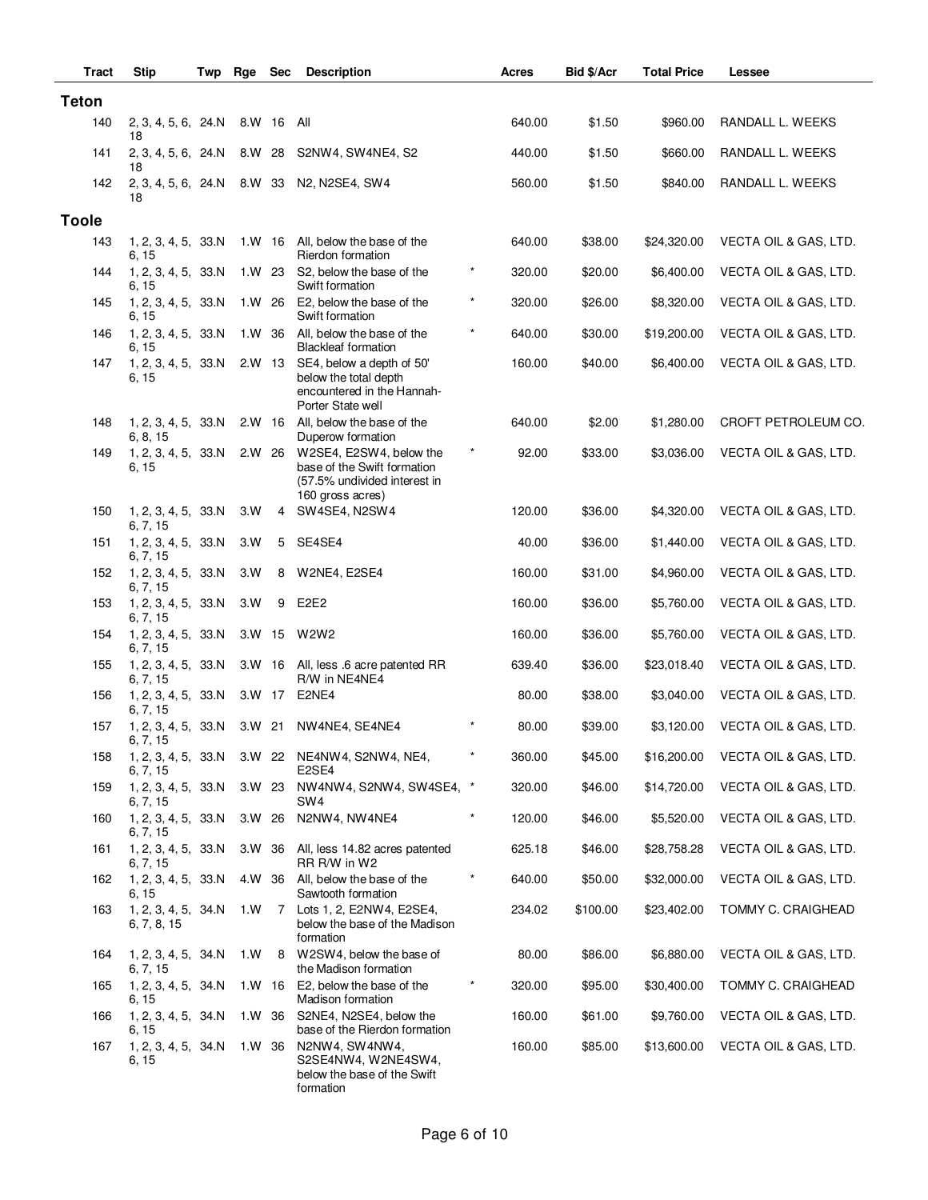| Tract | Stip | Twp | Rge | Sec | Description | | Acres | Bid $/Acr | Total Price | Lessee |
|---|---|---|---|---|---|---|---|---|---|---|
| **Teton** | | | | | | | | | | |
| 140 | 2, 3, 4, 5, 6, 18 | 24.N | 8.W | 16 | All | | 640.00 | $1.50 | $960.00 | RANDALL L. WEEKS |
| 141 | 2, 3, 4, 5, 6, 18 | 24.N | 8.W | 28 | S2NW4, SW4NE4, S2 | | 440.00 | $1.50 | $660.00 | RANDALL L. WEEKS |
| 142 | 2, 3, 4, 5, 6, 18 | 24.N | 8.W | 33 | N2, N2SE4, SW4 | | 560.00 | $1.50 | $840.00 | RANDALL L. WEEKS |
| **Toole** | | | | | | | | | | |
| 143 | 1, 2, 3, 4, 5, 6, 15 | 33.N | 1.W | 16 | All, below the base of the Rierdon formation | | 640.00 | $38.00 | $24,320.00 | VECTA OIL & GAS, LTD. |
| 144 | 1, 2, 3, 4, 5, 6, 15 | 33.N | 1.W | 23 | S2, below the base of the Swift formation | * | 320.00 | $20.00 | $6,400.00 | VECTA OIL & GAS, LTD. |
| 145 | 1, 2, 3, 4, 5, 6, 15 | 33.N | 1.W | 26 | E2, below the base of the Swift formation | * | 320.00 | $26.00 | $8,320.00 | VECTA OIL & GAS, LTD. |
| 146 | 1, 2, 3, 4, 5, 6, 15 | 33.N | 1.W | 36 | All, below the base of the Blackleaf formation | * | 640.00 | $30.00 | $19,200.00 | VECTA OIL & GAS, LTD. |
| 147 | 1, 2, 3, 4, 5, 6, 15 | 33.N | 2.W | 13 | SE4, below a depth of 50' below the total depth encountered in the Hannah-Porter State well | | 160.00 | $40.00 | $6,400.00 | VECTA OIL & GAS, LTD. |
| 148 | 1, 2, 3, 4, 5, 6, 8, 15 | 33.N | 2.W | 16 | All, below the base of the Duperow formation | | 640.00 | $2.00 | $1,280.00 | CROFT PETROLEUM CO. |
| 149 | 1, 2, 3, 4, 5, 6, 15 | 33.N | 2.W | 26 | W2SE4, E2SW4, below the base of the Swift formation (57.5% undivided interest in 160 gross acres) | * | 92.00 | $33.00 | $3,036.00 | VECTA OIL & GAS, LTD. |
| 150 | 1, 2, 3, 4, 5, 6, 7, 15 | 33.N | 3.W | 4 | SW4SE4, N2SW4 | | 120.00 | $36.00 | $4,320.00 | VECTA OIL & GAS, LTD. |
| 151 | 1, 2, 3, 4, 5, 6, 7, 15 | 33.N | 3.W | 5 | SE4SE4 | | 40.00 | $36.00 | $1,440.00 | VECTA OIL & GAS, LTD. |
| 152 | 1, 2, 3, 4, 5, 6, 7, 15 | 33.N | 3.W | 8 | W2NE4, E2SE4 | | 160.00 | $31.00 | $4,960.00 | VECTA OIL & GAS, LTD. |
| 153 | 1, 2, 3, 4, 5, 6, 7, 15 | 33.N | 3.W | 9 | E2E2 | | 160.00 | $36.00 | $5,760.00 | VECTA OIL & GAS, LTD. |
| 154 | 1, 2, 3, 4, 5, 6, 7, 15 | 33.N | 3.W | 15 | W2W2 | | 160.00 | $36.00 | $5,760.00 | VECTA OIL & GAS, LTD. |
| 155 | 1, 2, 3, 4, 5, 6, 7, 15 | 33.N | 3.W | 16 | All, less .6 acre patented RR R/W in NE4NE4 | | 639.40 | $36.00 | $23,018.40 | VECTA OIL & GAS, LTD. |
| 156 | 1, 2, 3, 4, 5, 6, 7, 15 | 33.N | 3.W | 17 | E2NE4 | | 80.00 | $38.00 | $3,040.00 | VECTA OIL & GAS, LTD. |
| 157 | 1, 2, 3, 4, 5, 6, 7, 15 | 33.N | 3.W | 21 | NW4NE4, SE4NE4 | * | 80.00 | $39.00 | $3,120.00 | VECTA OIL & GAS, LTD. |
| 158 | 1, 2, 3, 4, 5, 6, 7, 15 | 33.N | 3.W | 22 | NE4NW4, S2NW4, NE4, E2SE4 | * | 360.00 | $45.00 | $16,200.00 | VECTA OIL & GAS, LTD. |
| 159 | 1, 2, 3, 4, 5, 6, 7, 15 | 33.N | 3.W | 23 | NW4NW4, S2NW4, SW4SE4, SW4 | * | 320.00 | $46.00 | $14,720.00 | VECTA OIL & GAS, LTD. |
| 160 | 1, 2, 3, 4, 5, 6, 7, 15 | 33.N | 3.W | 26 | N2NW4, NW4NE4 | * | 120.00 | $46.00 | $5,520.00 | VECTA OIL & GAS, LTD. |
| 161 | 1, 2, 3, 4, 5, 6, 7, 15 | 33.N | 3.W | 36 | All, less 14.82 acres patented RR R/W in W2 | | 625.18 | $46.00 | $28,758.28 | VECTA OIL & GAS, LTD. |
| 162 | 1, 2, 3, 4, 5, 6, 15 | 33.N | 4.W | 36 | All, below the base of the Sawtooth formation | * | 640.00 | $50.00 | $32,000.00 | VECTA OIL & GAS, LTD. |
| 163 | 1, 2, 3, 4, 5, 6, 7, 8, 15 | 34.N | 1.W | 7 | Lots 1, 2, E2NW4, E2SE4, below the base of the Madison formation | | 234.02 | $100.00 | $23,402.00 | TOMMY C. CRAIGHEAD |
| 164 | 1, 2, 3, 4, 5, 6, 7, 15 | 34.N | 1.W | 8 | W2SW4, below the base of the Madison formation | | 80.00 | $86.00 | $6,880.00 | VECTA OIL & GAS, LTD. |
| 165 | 1, 2, 3, 4, 5, 6, 15 | 34.N | 1.W | 16 | E2, below the base of the Madison formation | * | 320.00 | $95.00 | $30,400.00 | TOMMY C. CRAIGHEAD |
| 166 | 1, 2, 3, 4, 5, 6, 15 | 34.N | 1.W | 36 | S2NE4, N2SE4, below the base of the Rierdon formation | | 160.00 | $61.00 | $9,760.00 | VECTA OIL & GAS, LTD. |
| 167 | 1, 2, 3, 4, 5, 6, 15 | 34.N | 1.W | 36 | N2NW4, SW4NW4, S2SE4NW4, W2NE4SW4, below the base of the Swift formation | | 160.00 | $85.00 | $13,600.00 | VECTA OIL & GAS, LTD. |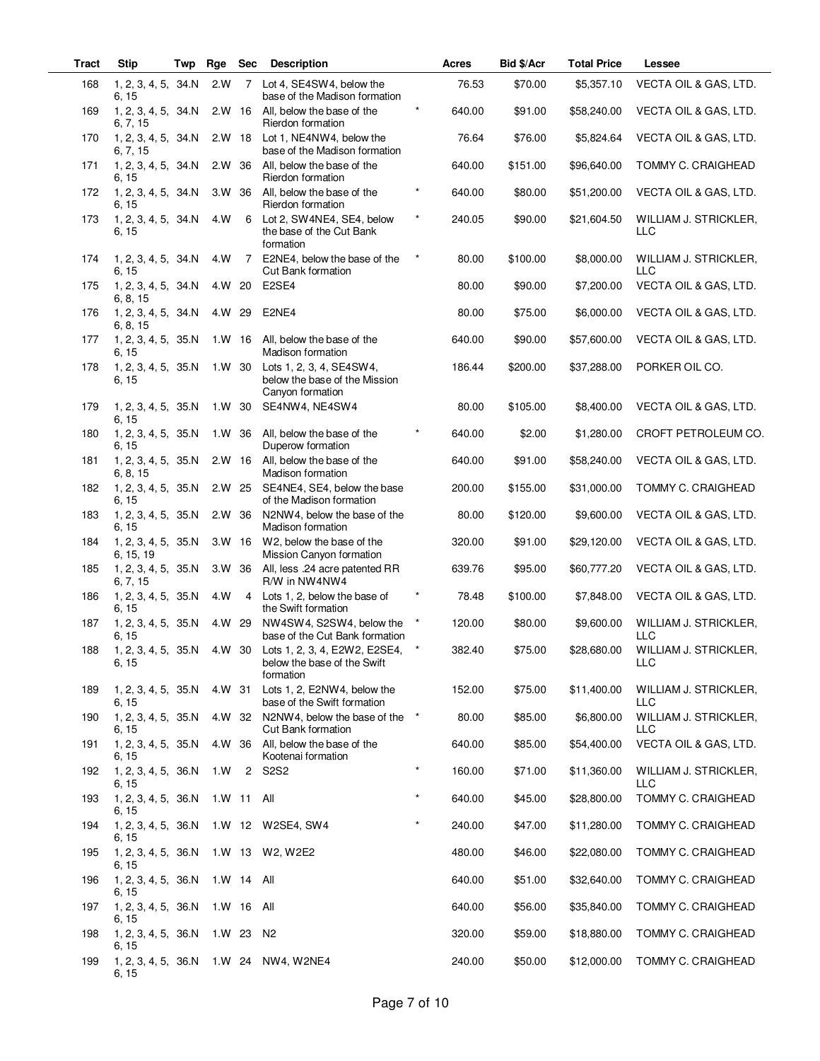| Tract | Stip | Twp | Rge | Sec | Description | | Acres | Bid $/Acr | Total Price | Lessee |
|---|---|---|---|---|---|---|---|---|---|---|
| 168 | 1, 2, 3, 4, 5, 6, 15 | 34.N | 2.W | 7 | Lot 4, SE4SW4, below the base of the Madison formation | | 76.53 | $70.00 | $5,357.10 | VECTA OIL & GAS, LTD. |
| 169 | 1, 2, 3, 4, 5, 6, 7, 15 | 34.N | 2.W | 16 | All, below the base of the Rierdon formation | * | 640.00 | $91.00 | $58,240.00 | VECTA OIL & GAS, LTD. |
| 170 | 1, 2, 3, 4, 5, 6, 7, 15 | 34.N | 2.W | 18 | Lot 1, NE4NW4, below the base of the Madison formation | | 76.64 | $76.00 | $5,824.64 | VECTA OIL & GAS, LTD. |
| 171 | 1, 2, 3, 4, 5, 6, 15 | 34.N | 2.W | 36 | All, below the base of the Rierdon formation | | 640.00 | $151.00 | $96,640.00 | TOMMY C. CRAIGHEAD |
| 172 | 1, 2, 3, 4, 5, 6, 15 | 34.N | 3.W | 36 | All, below the base of the Rierdon formation | * | 640.00 | $80.00 | $51,200.00 | VECTA OIL & GAS, LTD. |
| 173 | 1, 2, 3, 4, 5, 6, 15 | 34.N | 4.W | 6 | Lot 2, SW4NE4, SE4, below the base of the Cut Bank formation | * | 240.05 | $90.00 | $21,604.50 | WILLIAM J. STRICKLER, LLC |
| 174 | 1, 2, 3, 4, 5, 6, 15 | 34.N | 4.W | 7 | E2NE4, below the base of the Cut Bank formation | * | 80.00 | $100.00 | $8,000.00 | WILLIAM J. STRICKLER, LLC |
| 175 | 1, 2, 3, 4, 5, 6, 8, 15 | 34.N | 4.W | 20 | E2SE4 | | 80.00 | $90.00 | $7,200.00 | VECTA OIL & GAS, LTD. |
| 176 | 1, 2, 3, 4, 5, 6, 8, 15 | 34.N | 4.W | 29 | E2NE4 | | 80.00 | $75.00 | $6,000.00 | VECTA OIL & GAS, LTD. |
| 177 | 1, 2, 3, 4, 5, 6, 15 | 35.N | 1.W | 16 | All, below the base of the Madison formation | | 640.00 | $90.00 | $57,600.00 | VECTA OIL & GAS, LTD. |
| 178 | 1, 2, 3, 4, 5, 6, 15 | 35.N | 1.W | 30 | Lots 1, 2, 3, 4, SE4SW4, below the base of the Mission Canyon formation | | 186.44 | $200.00 | $37,288.00 | PORKER OIL CO. |
| 179 | 1, 2, 3, 4, 5, 6, 15 | 35.N | 1.W | 30 | SE4NW4, NE4SW4 | | 80.00 | $105.00 | $8,400.00 | VECTA OIL & GAS, LTD. |
| 180 | 1, 2, 3, 4, 5, 6, 15 | 35.N | 1.W | 36 | All, below the base of the Duperow formation | * | 640.00 | $2.00 | $1,280.00 | CROFT PETROLEUM CO. |
| 181 | 1, 2, 3, 4, 5, 6, 8, 15 | 35.N | 2.W | 16 | All, below the base of the Madison formation | | 640.00 | $91.00 | $58,240.00 | VECTA OIL & GAS, LTD. |
| 182 | 1, 2, 3, 4, 5, 6, 15 | 35.N | 2.W | 25 | SE4NE4, SE4, below the base of the Madison formation | | 200.00 | $155.00 | $31,000.00 | TOMMY C. CRAIGHEAD |
| 183 | 1, 2, 3, 4, 5, 6, 15 | 35.N | 2.W | 36 | N2NW4, below the base of the Madison formation | | 80.00 | $120.00 | $9,600.00 | VECTA OIL & GAS, LTD. |
| 184 | 1, 2, 3, 4, 5, 6, 15, 19 | 35.N | 3.W | 16 | W2, below the base of the Mission Canyon formation | | 320.00 | $91.00 | $29,120.00 | VECTA OIL & GAS, LTD. |
| 185 | 1, 2, 3, 4, 5, 6, 7, 15 | 35.N | 3.W | 36 | All, less .24 acre patented RR R/W in NW4NW4 | | 639.76 | $95.00 | $60,777.20 | VECTA OIL & GAS, LTD. |
| 186 | 1, 2, 3, 4, 5, 6, 15 | 35.N | 4.W | 4 | Lots 1, 2, below the base of the Swift formation | * | 78.48 | $100.00 | $7,848.00 | VECTA OIL & GAS, LTD. |
| 187 | 1, 2, 3, 4, 5, 6, 15 | 35.N | 4.W | 29 | NW4SW4, S2SW4, below the base of the Cut Bank formation | * | 120.00 | $80.00 | $9,600.00 | WILLIAM J. STRICKLER, LLC |
| 188 | 1, 2, 3, 4, 5, 6, 15 | 35.N | 4.W | 30 | Lots 1, 2, 3, 4, E2W2, E2SE4, below the base of the Swift formation | * | 382.40 | $75.00 | $28,680.00 | WILLIAM J. STRICKLER, LLC |
| 189 | 1, 2, 3, 4, 5, 6, 15 | 35.N | 4.W | 31 | Lots 1, 2, E2NW4, below the base of the Swift formation | | 152.00 | $75.00 | $11,400.00 | WILLIAM J. STRICKLER, LLC |
| 190 | 1, 2, 3, 4, 5, 6, 15 | 35.N | 4.W | 32 | N2NW4, below the base of the Cut Bank formation | * | 80.00 | $85.00 | $6,800.00 | WILLIAM J. STRICKLER, LLC |
| 191 | 1, 2, 3, 4, 5, 6, 15 | 35.N | 4.W | 36 | All, below the base of the Kootenai formation | | 640.00 | $85.00 | $54,400.00 | VECTA OIL & GAS, LTD. |
| 192 | 1, 2, 3, 4, 5, 6, 15 | 36.N | 1.W | 2 | S2S2 | * | 160.00 | $71.00 | $11,360.00 | WILLIAM J. STRICKLER, LLC |
| 193 | 1, 2, 3, 4, 5, 6, 15 | 36.N | 1.W | 11 | All | * | 640.00 | $45.00 | $28,800.00 | TOMMY C. CRAIGHEAD |
| 194 | 1, 2, 3, 4, 5, 6, 15 | 36.N | 1.W | 12 | W2SE4, SW4 | * | 240.00 | $47.00 | $11,280.00 | TOMMY C. CRAIGHEAD |
| 195 | 1, 2, 3, 4, 5, 6, 15 | 36.N | 1.W | 13 | W2, W2E2 | | 480.00 | $46.00 | $22,080.00 | TOMMY C. CRAIGHEAD |
| 196 | 1, 2, 3, 4, 5, 6, 15 | 36.N | 1.W | 14 | All | | 640.00 | $51.00 | $32,640.00 | TOMMY C. CRAIGHEAD |
| 197 | 1, 2, 3, 4, 5, 6, 15 | 36.N | 1.W | 16 | All | | 640.00 | $56.00 | $35,840.00 | TOMMY C. CRAIGHEAD |
| 198 | 1, 2, 3, 4, 5, 6, 15 | 36.N | 1.W | 23 | N2 | | 320.00 | $59.00 | $18,880.00 | TOMMY C. CRAIGHEAD |
| 199 | 1, 2, 3, 4, 5, 6, 15 | 36.N | 1.W | 24 | NW4, W2NE4 | | 240.00 | $50.00 | $12,000.00 | TOMMY C. CRAIGHEAD |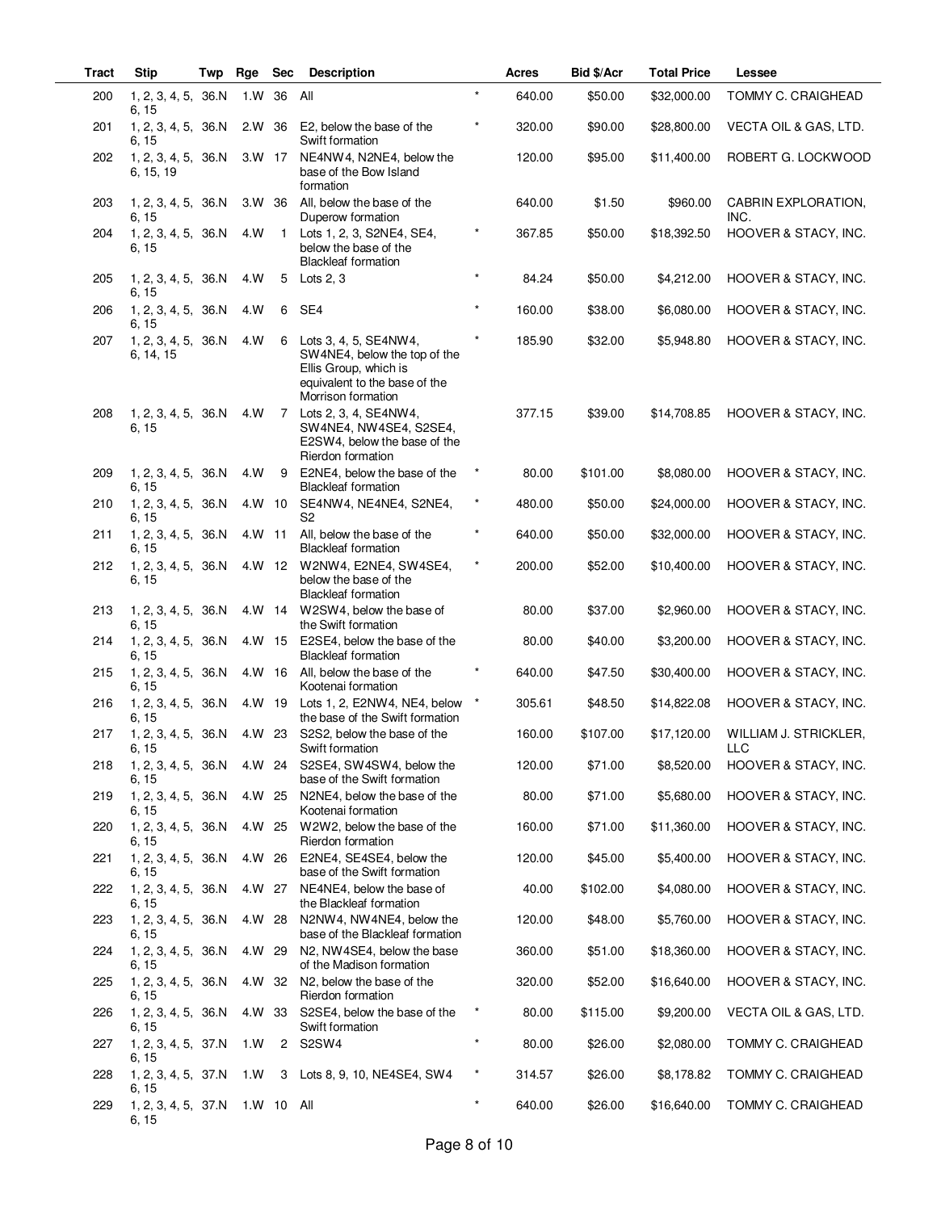| Tract | Stip | Twp | Rge | Sec | Description | | Acres | Bid $/Acr | Total Price | Lessee |
|---|---|---|---|---|---|---|---|---|---|---|
| 200 | 1, 2, 3, 4, 5, 6, 15 | 36.N | 1.W | 36 | All | * | 640.00 | $50.00 | $32,000.00 | TOMMY C. CRAIGHEAD |
| 201 | 1, 2, 3, 4, 5, 6, 15 | 36.N | 2.W | 36 | E2, below the base of the Swift formation | * | 320.00 | $90.00 | $28,800.00 | VECTA OIL & GAS, LTD. |
| 202 | 1, 2, 3, 4, 5, 6, 15, 19 | 36.N | 3.W | 17 | NE4NW4, N2NE4, below the base of the Bow Island formation | | 120.00 | $95.00 | $11,400.00 | ROBERT G. LOCKWOOD |
| 203 | 1, 2, 3, 4, 5, 6, 15 | 36.N | 3.W | 36 | All, below the base of the Duperow formation | | 640.00 | $1.50 | $960.00 | CABRIN EXPLORATION, INC. |
| 204 | 1, 2, 3, 4, 5, 6, 15 | 36.N | 4.W | 1 | Lots 1, 2, 3, S2NE4, SE4, below the base of the Blackleaf formation | * | 367.85 | $50.00 | $18,392.50 | HOOVER & STACY, INC. |
| 205 | 1, 2, 3, 4, 5, 6, 15 | 36.N | 4.W | 5 | Lots 2, 3 | * | 84.24 | $50.00 | $4,212.00 | HOOVER & STACY, INC. |
| 206 | 1, 2, 3, 4, 5, 6, 15 | 36.N | 4.W | 6 | SE4 | * | 160.00 | $38.00 | $6,080.00 | HOOVER & STACY, INC. |
| 207 | 1, 2, 3, 4, 5, 6, 14, 15 | 36.N | 4.W | 6 | Lots 3, 4, 5, SE4NW4, SW4NE4, below the top of the Ellis Group, which is equivalent to the base of the Morrison formation | * | 185.90 | $32.00 | $5,948.80 | HOOVER & STACY, INC. |
| 208 | 1, 2, 3, 4, 5, 6, 15 | 36.N | 4.W | 7 | Lots 2, 3, 4, SE4NW4, SW4NE4, NW4SE4, S2SE4, E2SW4, below the base of the Rierdon formation | | 377.15 | $39.00 | $14,708.85 | HOOVER & STACY, INC. |
| 209 | 1, 2, 3, 4, 5, 6, 15 | 36.N | 4.W | 9 | E2NE4, below the base of the Blackleaf formation | * | 80.00 | $101.00 | $8,080.00 | HOOVER & STACY, INC. |
| 210 | 1, 2, 3, 4, 5, 6, 15 | 36.N | 4.W | 10 | SE4NW4, NE4NE4, S2NE4, S2 | * | 480.00 | $50.00 | $24,000.00 | HOOVER & STACY, INC. |
| 211 | 1, 2, 3, 4, 5, 6, 15 | 36.N | 4.W | 11 | All, below the base of the Blackleaf formation | * | 640.00 | $50.00 | $32,000.00 | HOOVER & STACY, INC. |
| 212 | 1, 2, 3, 4, 5, 6, 15 | 36.N | 4.W | 12 | W2NW4, E2NE4, SW4SE4, below the base of the Blackleaf formation | * | 200.00 | $52.00 | $10,400.00 | HOOVER & STACY, INC. |
| 213 | 1, 2, 3, 4, 5, 6, 15 | 36.N | 4.W | 14 | W2SW4, below the base of the Swift formation | | 80.00 | $37.00 | $2,960.00 | HOOVER & STACY, INC. |
| 214 | 1, 2, 3, 4, 5, 6, 15 | 36.N | 4.W | 15 | E2SE4, below the base of the Blackleaf formation | | 80.00 | $40.00 | $3,200.00 | HOOVER & STACY, INC. |
| 215 | 1, 2, 3, 4, 5, 6, 15 | 36.N | 4.W | 16 | All, below the base of the Kootenai formation | * | 640.00 | $47.50 | $30,400.00 | HOOVER & STACY, INC. |
| 216 | 1, 2, 3, 4, 5, 6, 15 | 36.N | 4.W | 19 | Lots 1, 2, E2NW4, NE4, below the base of the Swift formation | * | 305.61 | $48.50 | $14,822.08 | HOOVER & STACY, INC. |
| 217 | 1, 2, 3, 4, 5, 6, 15 | 36.N | 4.W | 23 | S2S2, below the base of the Swift formation | | 160.00 | $107.00 | $17,120.00 | WILLIAM J. STRICKLER, LLC |
| 218 | 1, 2, 3, 4, 5, 6, 15 | 36.N | 4.W | 24 | S2SE4, SW4SW4, below the base of the Swift formation | | 120.00 | $71.00 | $8,520.00 | HOOVER & STACY, INC. |
| 219 | 1, 2, 3, 4, 5, 6, 15 | 36.N | 4.W | 25 | N2NE4, below the base of the Kootenai formation | | 80.00 | $71.00 | $5,680.00 | HOOVER & STACY, INC. |
| 220 | 1, 2, 3, 4, 5, 6, 15 | 36.N | 4.W | 25 | W2W2, below the base of the Rierdon formation | | 160.00 | $71.00 | $11,360.00 | HOOVER & STACY, INC. |
| 221 | 1, 2, 3, 4, 5, 6, 15 | 36.N | 4.W | 26 | E2NE4, SE4SE4, below the base of the Swift formation | | 120.00 | $45.00 | $5,400.00 | HOOVER & STACY, INC. |
| 222 | 1, 2, 3, 4, 5, 6, 15 | 36.N | 4.W | 27 | NE4NE4, below the base of the Blackleaf formation | | 40.00 | $102.00 | $4,080.00 | HOOVER & STACY, INC. |
| 223 | 1, 2, 3, 4, 5, 6, 15 | 36.N | 4.W | 28 | N2NW4, NW4NE4, below the base of the Blackleaf formation | | 120.00 | $48.00 | $5,760.00 | HOOVER & STACY, INC. |
| 224 | 1, 2, 3, 4, 5, 6, 15 | 36.N | 4.W | 29 | N2, NW4SE4, below the base of the Madison formation | | 360.00 | $51.00 | $18,360.00 | HOOVER & STACY, INC. |
| 225 | 1, 2, 3, 4, 5, 6, 15 | 36.N | 4.W | 32 | N2, below the base of the Rierdon formation | | 320.00 | $52.00 | $16,640.00 | HOOVER & STACY, INC. |
| 226 | 1, 2, 3, 4, 5, 6, 15 | 36.N | 4.W | 33 | S2SE4, below the base of the Swift formation | * | 80.00 | $115.00 | $9,200.00 | VECTA OIL & GAS, LTD. |
| 227 | 1, 2, 3, 4, 5, 6, 15 | 37.N | 1.W | 2 | S2SW4 | * | 80.00 | $26.00 | $2,080.00 | TOMMY C. CRAIGHEAD |
| 228 | 1, 2, 3, 4, 5, 6, 15 | 37.N | 1.W | 3 | Lots 8, 9, 10, NE4SE4, SW4 | * | 314.57 | $26.00 | $8,178.82 | TOMMY C. CRAIGHEAD |
| 229 | 1, 2, 3, 4, 5, 6, 15 | 37.N | 1.W | 10 | All | * | 640.00 | $26.00 | $16,640.00 | TOMMY C. CRAIGHEAD |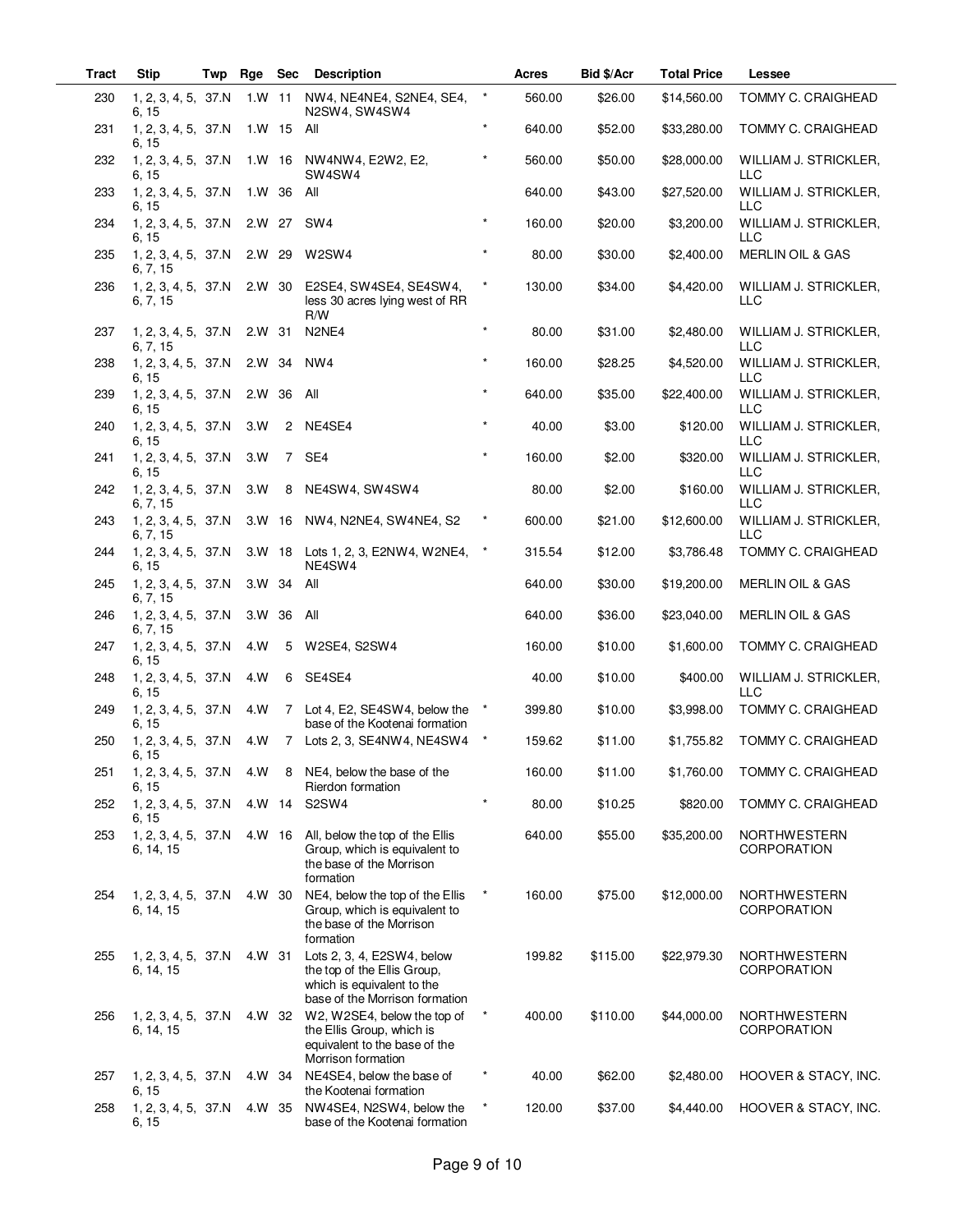| Tract | Stip | Twp | Rge | Sec | Description | | Acres | Bid $/Acr | Total Price | Lessee |
|---|---|---|---|---|---|---|---|---|---|---|
| 230 | 1, 2, 3, 4, 5, 6, 15 | 37.N | 1.W | 11 | NW4, NE4NE4, S2NE4, SE4, N2SW4, SW4SW4 | * | 560.00 | $26.00 | $14,560.00 | TOMMY C. CRAIGHEAD |
| 231 | 1, 2, 3, 4, 5, 6, 15 | 37.N | 1.W | 15 | All | * | 640.00 | $52.00 | $33,280.00 | TOMMY C. CRAIGHEAD |
| 232 | 1, 2, 3, 4, 5, 6, 15 | 37.N | 1.W | 16 | NW4NW4, E2W2, E2, SW4SW4 | * | 560.00 | $50.00 | $28,000.00 | WILLIAM J. STRICKLER, LLC |
| 233 | 1, 2, 3, 4, 5, 6, 15 | 37.N | 1.W | 36 | All | | 640.00 | $43.00 | $27,520.00 | WILLIAM J. STRICKLER, LLC |
| 234 | 1, 2, 3, 4, 5, 6, 15 | 37.N | 2.W | 27 | SW4 | * | 160.00 | $20.00 | $3,200.00 | WILLIAM J. STRICKLER, LLC |
| 235 | 1, 2, 3, 4, 5, 6, 7, 15 | 37.N | 2.W | 29 | W2SW4 | * | 80.00 | $30.00 | $2,400.00 | MERLIN OIL & GAS |
| 236 | 1, 2, 3, 4, 5, 6, 7, 15 | 37.N | 2.W | 30 | E2SE4, SW4SE4, SE4SW4, less 30 acres lying west of RR R/W | * | 130.00 | $34.00 | $4,420.00 | WILLIAM J. STRICKLER, LLC |
| 237 | 1, 2, 3, 4, 5, 6, 7, 15 | 37.N | 2.W | 31 | N2NE4 | * | 80.00 | $31.00 | $2,480.00 | WILLIAM J. STRICKLER, LLC |
| 238 | 1, 2, 3, 4, 5, 6, 15 | 37.N | 2.W | 34 | NW4 | * | 160.00 | $28.25 | $4,520.00 | WILLIAM J. STRICKLER, LLC |
| 239 | 1, 2, 3, 4, 5, 6, 15 | 37.N | 2.W | 36 | All | * | 640.00 | $35.00 | $22,400.00 | WILLIAM J. STRICKLER, LLC |
| 240 | 1, 2, 3, 4, 5, 6, 15 | 37.N | 3.W | 2 | NE4SE4 | * | 40.00 | $3.00 | $120.00 | WILLIAM J. STRICKLER, LLC |
| 241 | 1, 2, 3, 4, 5, 6, 15 | 37.N | 3.W | 7 | SE4 | * | 160.00 | $2.00 | $320.00 | WILLIAM J. STRICKLER, LLC |
| 242 | 1, 2, 3, 4, 5, 6, 7, 15 | 37.N | 3.W | 8 | NE4SW4, SW4SW4 | | 80.00 | $2.00 | $160.00 | WILLIAM J. STRICKLER, LLC |
| 243 | 1, 2, 3, 4, 5, 6, 7, 15 | 37.N | 3.W | 16 | NW4, N2NE4, SW4NE4, S2 | * | 600.00 | $21.00 | $12,600.00 | WILLIAM J. STRICKLER, LLC |
| 244 | 1, 2, 3, 4, 5, 6, 15 | 37.N | 3.W | 18 | Lots 1, 2, 3, E2NW4, W2NE4, NE4SW4 | * | 315.54 | $12.00 | $3,786.48 | TOMMY C. CRAIGHEAD |
| 245 | 1, 2, 3, 4, 5, 6, 7, 15 | 37.N | 3.W | 34 | All | | 640.00 | $30.00 | $19,200.00 | MERLIN OIL & GAS |
| 246 | 1, 2, 3, 4, 5, 6, 7, 15 | 37.N | 3.W | 36 | All | | 640.00 | $36.00 | $23,040.00 | MERLIN OIL & GAS |
| 247 | 1, 2, 3, 4, 5, 6, 15 | 37.N | 4.W | 5 | W2SE4, S2SW4 | | 160.00 | $10.00 | $1,600.00 | TOMMY C. CRAIGHEAD |
| 248 | 1, 2, 3, 4, 5, 6, 15 | 37.N | 4.W | 6 | SE4SE4 | | 40.00 | $10.00 | $400.00 | WILLIAM J. STRICKLER, LLC |
| 249 | 1, 2, 3, 4, 5, 6, 15 | 37.N | 4.W | 7 | Lot 4, E2, SE4SW4, below the base of the Kootenai formation | * | 399.80 | $10.00 | $3,998.00 | TOMMY C. CRAIGHEAD |
| 250 | 1, 2, 3, 4, 5, 6, 15 | 37.N | 4.W | 7 | Lots 2, 3, SE4NW4, NE4SW4 | * | 159.62 | $11.00 | $1,755.82 | TOMMY C. CRAIGHEAD |
| 251 | 1, 2, 3, 4, 5, 6, 15 | 37.N | 4.W | 8 | NE4, below the base of the Rierdon formation | | 160.00 | $11.00 | $1,760.00 | TOMMY C. CRAIGHEAD |
| 252 | 1, 2, 3, 4, 5, 6, 15 | 37.N | 4.W | 14 | S2SW4 | * | 80.00 | $10.25 | $820.00 | TOMMY C. CRAIGHEAD |
| 253 | 1, 2, 3, 4, 5, 6, 14, 15 | 37.N | 4.W | 16 | All, below the top of the Ellis Group, which is equivalent to the base of the Morrison formation | | 640.00 | $55.00 | $35,200.00 | NORTHWESTERN CORPORATION |
| 254 | 1, 2, 3, 4, 5, 6, 14, 15 | 37.N | 4.W | 30 | NE4, below the top of the Ellis Group, which is equivalent to the base of the Morrison formation | * | 160.00 | $75.00 | $12,000.00 | NORTHWESTERN CORPORATION |
| 255 | 1, 2, 3, 4, 5, 6, 14, 15 | 37.N | 4.W | 31 | Lots 2, 3, 4, E2SW4, below the top of the Ellis Group, which is equivalent to the base of the Morrison formation | | 199.82 | $115.00 | $22,979.30 | NORTHWESTERN CORPORATION |
| 256 | 1, 2, 3, 4, 5, 6, 14, 15 | 37.N | 4.W | 32 | W2, W2SE4, below the top of the Ellis Group, which is equivalent to the base of the Morrison formation | * | 400.00 | $110.00 | $44,000.00 | NORTHWESTERN CORPORATION |
| 257 | 1, 2, 3, 4, 5, 6, 15 | 37.N | 4.W | 34 | NE4SE4, below the base of the Kootenai formation | * | 40.00 | $62.00 | $2,480.00 | HOOVER & STACY, INC. |
| 258 | 1, 2, 3, 4, 5, 6, 15 | 37.N | 4.W | 35 | NW4SE4, N2SW4, below the base of the Kootenai formation | * | 120.00 | $37.00 | $4,440.00 | HOOVER & STACY, INC. |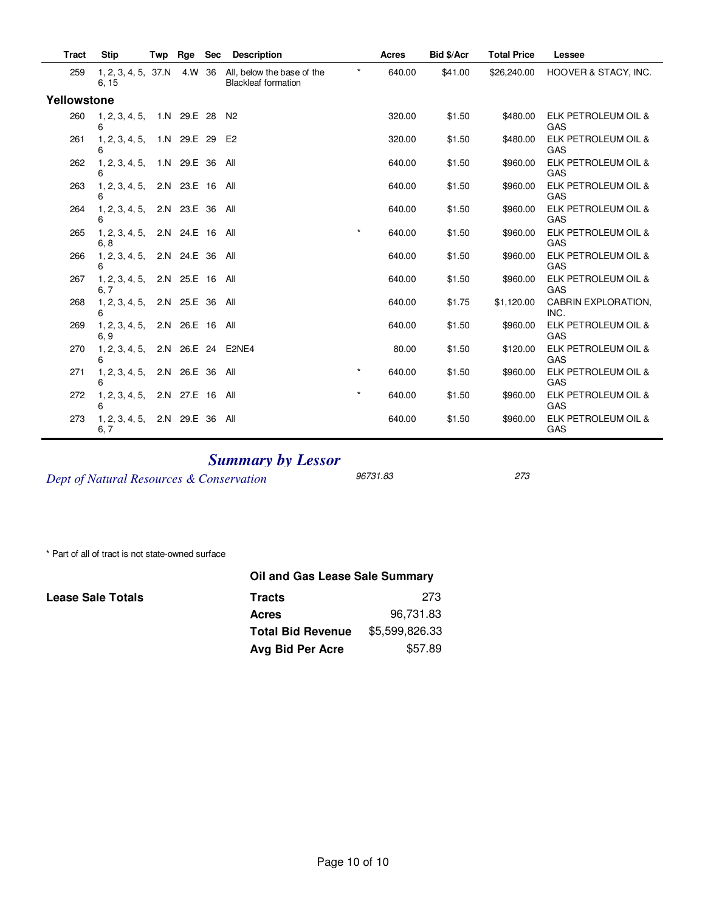| Tract | Stip | Twp | Rge | Sec | Description | | Acres | Bid $/Acr | Total Price | Lessee |
|---|---|---|---|---|---|---|---|---|---|---|
| 259 | 1, 2, 3, 4, 5, 6, 15 | 37.N | 4.W | 36 | All, below the base of the Blackleaf formation | * | 640.00 | $41.00 | $26,240.00 | HOOVER & STACY, INC. |
| **Yellowstone** | | | | | | | | | | |
| 260 | 1, 2, 3, 4, 5, 6 | 1.N | 29.E | 28 | N2 | | 320.00 | $1.50 | $480.00 | ELK PETROLEUM OIL & GAS |
| 261 | 1, 2, 3, 4, 5, 6 | 1.N | 29.E | 29 | E2 | | 320.00 | $1.50 | $480.00 | ELK PETROLEUM OIL & GAS |
| 262 | 1, 2, 3, 4, 5, 6 | 1.N | 29.E | 36 | All | | 640.00 | $1.50 | $960.00 | ELK PETROLEUM OIL & GAS |
| 263 | 1, 2, 3, 4, 5, 6 | 2.N | 23.E | 16 | All | | 640.00 | $1.50 | $960.00 | ELK PETROLEUM OIL & GAS |
| 264 | 1, 2, 3, 4, 5, 6 | 2.N | 23.E | 36 | All | | 640.00 | $1.50 | $960.00 | ELK PETROLEUM OIL & GAS |
| 265 | 1, 2, 3, 4, 5, 6, 8 | 2.N | 24.E | 16 | All | * | 640.00 | $1.50 | $960.00 | ELK PETROLEUM OIL & GAS |
| 266 | 1, 2, 3, 4, 5, 6 | 2.N | 24.E | 36 | All | | 640.00 | $1.50 | $960.00 | ELK PETROLEUM OIL & GAS |
| 267 | 1, 2, 3, 4, 5, 6, 7 | 2.N | 25.E | 16 | All | | 640.00 | $1.50 | $960.00 | ELK PETROLEUM OIL & GAS |
| 268 | 1, 2, 3, 4, 5, 6 | 2.N | 25.E | 36 | All | | 640.00 | $1.75 | $1,120.00 | CABRIN EXPLORATION, INC. |
| 269 | 1, 2, 3, 4, 5, 6, 9 | 2.N | 26.E | 16 | All | | 640.00 | $1.50 | $960.00 | ELK PETROLEUM OIL & GAS |
| 270 | 1, 2, 3, 4, 5, 6 | 2.N | 26.E | 24 | E2NE4 | | 80.00 | $1.50 | $120.00 | ELK PETROLEUM OIL & GAS |
| 271 | 1, 2, 3, 4, 5, 6 | 2.N | 26.E | 36 | All | * | 640.00 | $1.50 | $960.00 | ELK PETROLEUM OIL & GAS |
| 272 | 1, 2, 3, 4, 5, 6 | 2.N | 27.E | 16 | All | * | 640.00 | $1.50 | $960.00 | ELK PETROLEUM OIL & GAS |
| 273 | 1, 2, 3, 4, 5, 6, 7 | 2.N | 29.E | 36 | All | | 640.00 | $1.50 | $960.00 | ELK PETROLEUM OIL & GAS |

## *Summary by Lessor*

| | | |
|---|---|---|
| *Dept of Natural Resources & Conservation* | *96731.83* | *273* |

\* Part of all of tract is not state-owned surface

**Oil and Gas Lease Sale Summary**

**Lease Sale Totals**

| | |
|---|---|
| **Tracts** | 273 |
| **Acres** | 96,731.83 |
| **Total Bid Revenue** | $5,599,826.33 |
| **Avg Bid Per Acre** | $57.89 |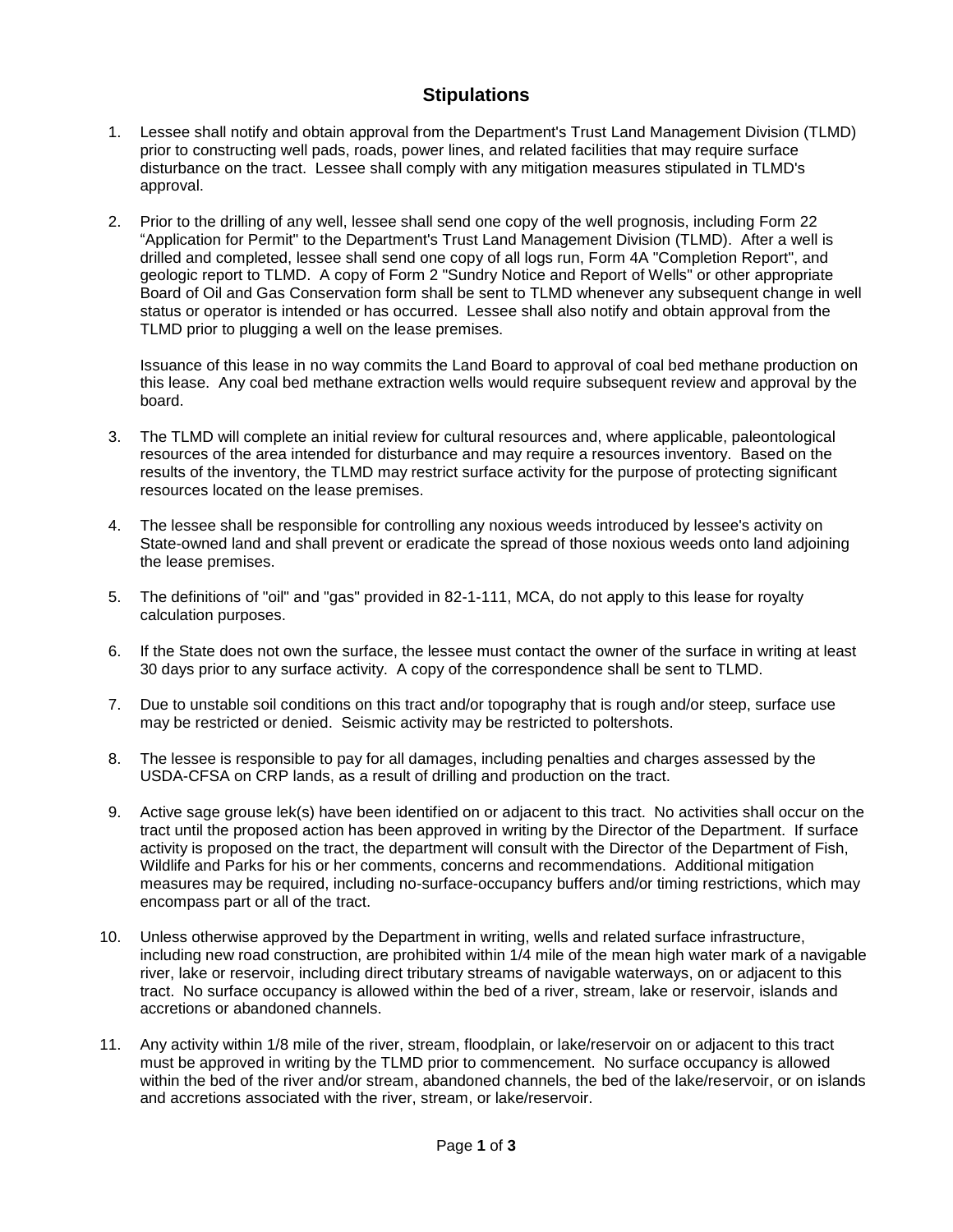# Stipulations

1. Lessee shall notify and obtain approval from the Department's Trust Land Management Division (TLMD) prior to constructing well pads, roads, power lines, and related facilities that may require surface disturbance on the tract. Lessee shall comply with any mitigation measures stipulated in TLMD's approval.

2. Prior to the drilling of any well, lessee shall send one copy of the well prognosis, including Form 22 "Application for Permit" to the Department's Trust Land Management Division (TLMD). After a well is drilled and completed, lessee shall send one copy of all logs run, Form 4A "Completion Report", and geologic report to TLMD. A copy of Form 2 "Sundry Notice and Report of Wells" or other appropriate Board of Oil and Gas Conservation form shall be sent to TLMD whenever any subsequent change in well status or operator is intended or has occurred. Lessee shall also notify and obtain approval from the TLMD prior to plugging a well on the lease premises.

   Issuance of this lease in no way commits the Land Board to approval of coal bed methane production on this lease. Any coal bed methane extraction wells would require subsequent review and approval by the board.

3. The TLMD will complete an initial review for cultural resources and, where applicable, paleontological resources of the area intended for disturbance and may require a resources inventory. Based on the results of the inventory, the TLMD may restrict surface activity for the purpose of protecting significant resources located on the lease premises.

4. The lessee shall be responsible for controlling any noxious weeds introduced by lessee's activity on State-owned land and shall prevent or eradicate the spread of those noxious weeds onto land adjoining the lease premises.

5. The definitions of "oil" and "gas" provided in 82-1-111, MCA, do not apply to this lease for royalty calculation purposes.

6. If the State does not own the surface, the lessee must contact the owner of the surface in writing at least 30 days prior to any surface activity. A copy of the correspondence shall be sent to TLMD.

7. Due to unstable soil conditions on this tract and/or topography that is rough and/or steep, surface use may be restricted or denied. Seismic activity may be restricted to poltershots.

8. The lessee is responsible to pay for all damages, including penalties and charges assessed by the USDA-CFSA on CRP lands, as a result of drilling and production on the tract.

9. Active sage grouse lek(s) have been identified on or adjacent to this tract. No activities shall occur on the tract until the proposed action has been approved in writing by the Director of the Department. If surface activity is proposed on the tract, the department will consult with the Director of the Department of Fish, Wildlife and Parks for his or her comments, concerns and recommendations. Additional mitigation measures may be required, including no-surface-occupancy buffers and/or timing restrictions, which may encompass part or all of the tract.

10. Unless otherwise approved by the Department in writing, wells and related surface infrastructure, including new road construction, are prohibited within 1/4 mile of the mean high water mark of a navigable river, lake or reservoir, including direct tributary streams of navigable waterways, on or adjacent to this tract. No surface occupancy is allowed within the bed of a river, stream, lake or reservoir, islands and accretions or abandoned channels.

11. Any activity within 1/8 mile of the river, stream, floodplain, or lake/reservoir on or adjacent to this tract must be approved in writing by the TLMD prior to commencement. No surface occupancy is allowed within the bed of the river and/or stream, abandoned channels, the bed of the lake/reservoir, or on islands and accretions associated with the river, stream, or lake/reservoir.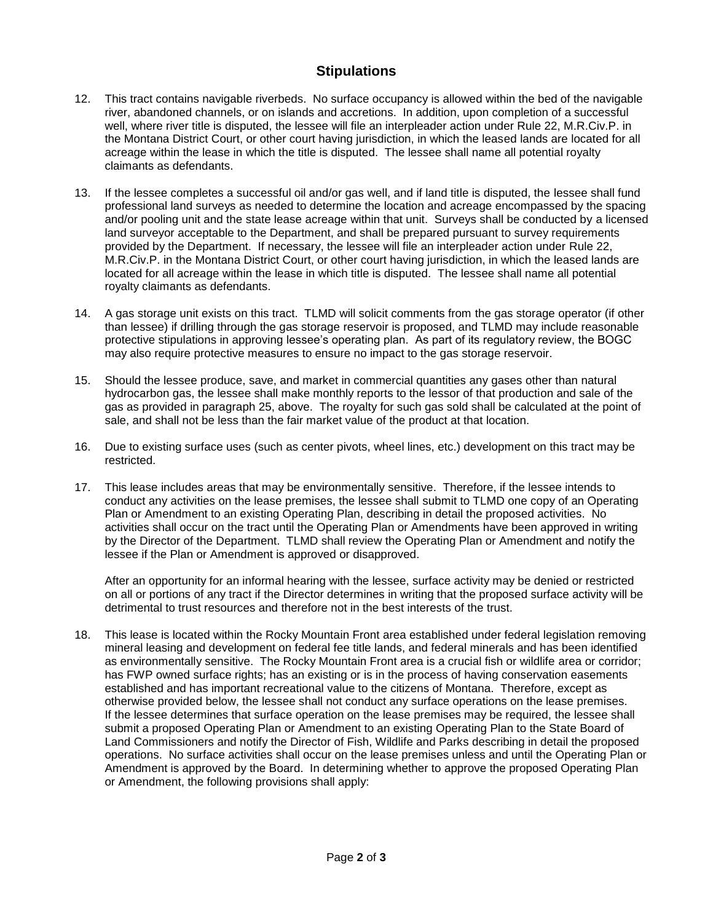## Stipulations

12. This tract contains navigable riverbeds. No surface occupancy is allowed within the bed of the navigable river, abandoned channels, or on islands and accretions. In addition, upon completion of a successful well, where river title is disputed, the lessee will file an interpleader action under Rule 22, M.R.Civ.P. in the Montana District Court, or other court having jurisdiction, in which the leased lands are located for all acreage within the lease in which the title is disputed. The lessee shall name all potential royalty claimants as defendants.

13. If the lessee completes a successful oil and/or gas well, and if land title is disputed, the lessee shall fund professional land surveys as needed to determine the location and acreage encompassed by the spacing and/or pooling unit and the state lease acreage within that unit. Surveys shall be conducted by a licensed land surveyor acceptable to the Department, and shall be prepared pursuant to survey requirements provided by the Department. If necessary, the lessee will file an interpleader action under Rule 22, M.R.Civ.P. in the Montana District Court, or other court having jurisdiction, in which the leased lands are located for all acreage within the lease in which title is disputed. The lessee shall name all potential royalty claimants as defendants.

14. A gas storage unit exists on this tract. TLMD will solicit comments from the gas storage operator (if other than lessee) if drilling through the gas storage reservoir is proposed, and TLMD may include reasonable protective stipulations in approving lessee's operating plan. As part of its regulatory review, the BOGC may also require protective measures to ensure no impact to the gas storage reservoir.

15. Should the lessee produce, save, and market in commercial quantities any gases other than natural hydrocarbon gas, the lessee shall make monthly reports to the lessor of that production and sale of the gas as provided in paragraph 25, above. The royalty for such gas sold shall be calculated at the point of sale, and shall not be less than the fair market value of the product at that location.

16. Due to existing surface uses (such as center pivots, wheel lines, etc.) development on this tract may be restricted.

17. This lease includes areas that may be environmentally sensitive. Therefore, if the lessee intends to conduct any activities on the lease premises, the lessee shall submit to TLMD one copy of an Operating Plan or Amendment to an existing Operating Plan, describing in detail the proposed activities. No activities shall occur on the tract until the Operating Plan or Amendments have been approved in writing by the Director of the Department. TLMD shall review the Operating Plan or Amendment and notify the lessee if the Plan or Amendment is approved or disapproved.

    After an opportunity for an informal hearing with the lessee, surface activity may be denied or restricted on all or portions of any tract if the Director determines in writing that the proposed surface activity will be detrimental to trust resources and therefore not in the best interests of the trust.

18. This lease is located within the Rocky Mountain Front area established under federal legislation removing mineral leasing and development on federal fee title lands, and federal minerals and has been identified as environmentally sensitive. The Rocky Mountain Front area is a crucial fish or wildlife area or corridor; has FWP owned surface rights; has an existing or is in the process of having conservation easements established and has important recreational value to the citizens of Montana. Therefore, except as otherwise provided below, the lessee shall not conduct any surface operations on the lease premises. If the lessee determines that surface operation on the lease premises may be required, the lessee shall submit a proposed Operating Plan or Amendment to an existing Operating Plan to the State Board of Land Commissioners and notify the Director of Fish, Wildlife and Parks describing in detail the proposed operations. No surface activities shall occur on the lease premises unless and until the Operating Plan or Amendment is approved by the Board. In determining whether to approve the proposed Operating Plan or Amendment, the following provisions shall apply: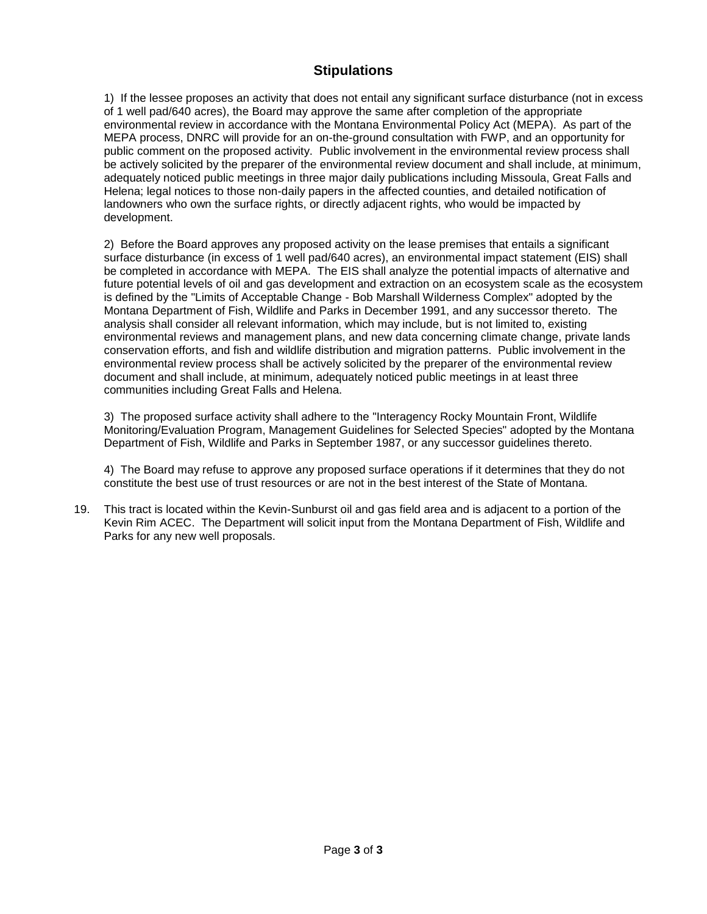## Stipulations

1) If the lessee proposes an activity that does not entail any significant surface disturbance (not in excess of 1 well pad/640 acres), the Board may approve the same after completion of the appropriate environmental review in accordance with the Montana Environmental Policy Act (MEPA). As part of the MEPA process, DNRC will provide for an on-the-ground consultation with FWP, and an opportunity for public comment on the proposed activity. Public involvement in the environmental review process shall be actively solicited by the preparer of the environmental review document and shall include, at minimum, adequately noticed public meetings in three major daily publications including Missoula, Great Falls and Helena; legal notices to those non-daily papers in the affected counties, and detailed notification of landowners who own the surface rights, or directly adjacent rights, who would be impacted by development.

2) Before the Board approves any proposed activity on the lease premises that entails a significant surface disturbance (in excess of 1 well pad/640 acres), an environmental impact statement (EIS) shall be completed in accordance with MEPA. The EIS shall analyze the potential impacts of alternative and future potential levels of oil and gas development and extraction on an ecosystem scale as the ecosystem is defined by the "Limits of Acceptable Change - Bob Marshall Wilderness Complex" adopted by the Montana Department of Fish, Wildlife and Parks in December 1991, and any successor thereto. The analysis shall consider all relevant information, which may include, but is not limited to, existing environmental reviews and management plans, and new data concerning climate change, private lands conservation efforts, and fish and wildlife distribution and migration patterns. Public involvement in the environmental review process shall be actively solicited by the preparer of the environmental review document and shall include, at minimum, adequately noticed public meetings in at least three communities including Great Falls and Helena.

3) The proposed surface activity shall adhere to the "Interagency Rocky Mountain Front, Wildlife Monitoring/Evaluation Program, Management Guidelines for Selected Species" adopted by the Montana Department of Fish, Wildlife and Parks in September 1987, or any successor guidelines thereto.

4) The Board may refuse to approve any proposed surface operations if it determines that they do not constitute the best use of trust resources or are not in the best interest of the State of Montana.

19. This tract is located within the Kevin-Sunburst oil and gas field area and is adjacent to a portion of the Kevin Rim ACEC. The Department will solicit input from the Montana Department of Fish, Wildlife and Parks for any new well proposals.